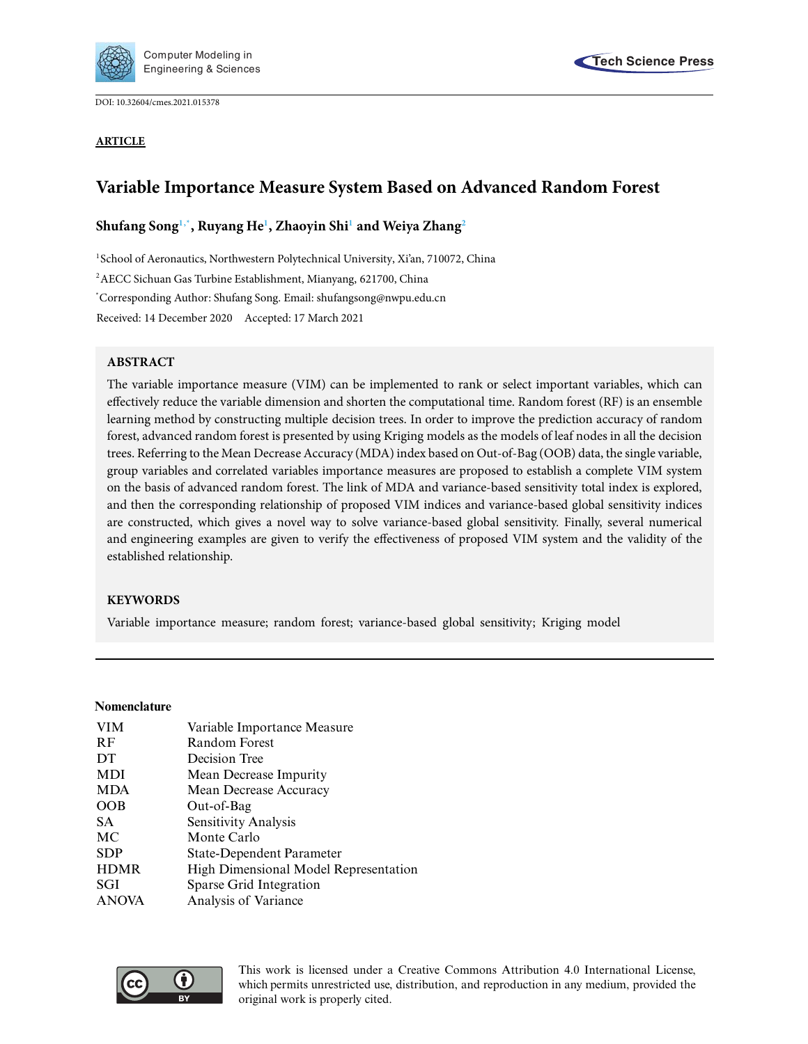DOI: 10.32604/cmes.2021.015378

**ARTICLE**

# Variable Importance Measure System Based on Advanced Random Forest

**Shufang Song[1,*], Ruyang He[1], Zhaoyin Shi[1] and Weiya Zhang[2]**

[1]School of Aeronautics, Northwestern Polytechnical University, Xi'an, 710072, China

[2]AECC Sichuan Gas Turbine Establishment, Mianyang, 621700, China

[*]Corresponding Author: Shufang Song. Email: shufangsong@nwpu.edu.cn

Received: 14 December 2020 Accepted: 17 March 2021

## ABSTRACT

The variable importance measure (VIM) can be implemented to rank or select important variables, which can effectively reduce the variable dimension and shorten the computational time. Random forest (RF) is an ensemble learning method by constructing multiple decision trees. In order to improve the prediction accuracy of random forest, advanced random forest is presented by using Kriging models as the models of leaf nodes in all the decision trees. Referring to the Mean Decrease Accuracy (MDA) index based on Out-of-Bag (OOB) data, the single variable, group variables and correlated variables importance measures are proposed to establish a complete VIM system on the basis of advanced random forest. The link of MDA and variance-based sensitivity total index is explored, and then the corresponding relationship of proposed VIM indices and variance-based global sensitivity indices are constructed, which gives a novel way to solve variance-based global sensitivity. Finally, several numerical and engineering examples are given to verify the effectiveness of proposed VIM system and the validity of the established relationship.

## KEYWORDS

Variable importance measure; random forest; variance-based global sensitivity; Kriging model

## Nomenclature

| | |
|---|---|
| VIM | Variable Importance Measure |
| RF | Random Forest |
| DT | Decision Tree |
| MDI | Mean Decrease Impurity |
| MDA | Mean Decrease Accuracy |
| OOB | Out-of-Bag |
| SA | Sensitivity Analysis |
| MC | Monte Carlo |
| SDP | State-Dependent Parameter |
| HDMR | High Dimensional Model Representation |
| SGI | Sparse Grid Integration |
| ANOVA | Analysis of Variance |

This work is licensed under a Creative Commons Attribution 4.0 International License, which permits unrestricted use, distribution, and reproduction in any medium, provided the original work is properly cited.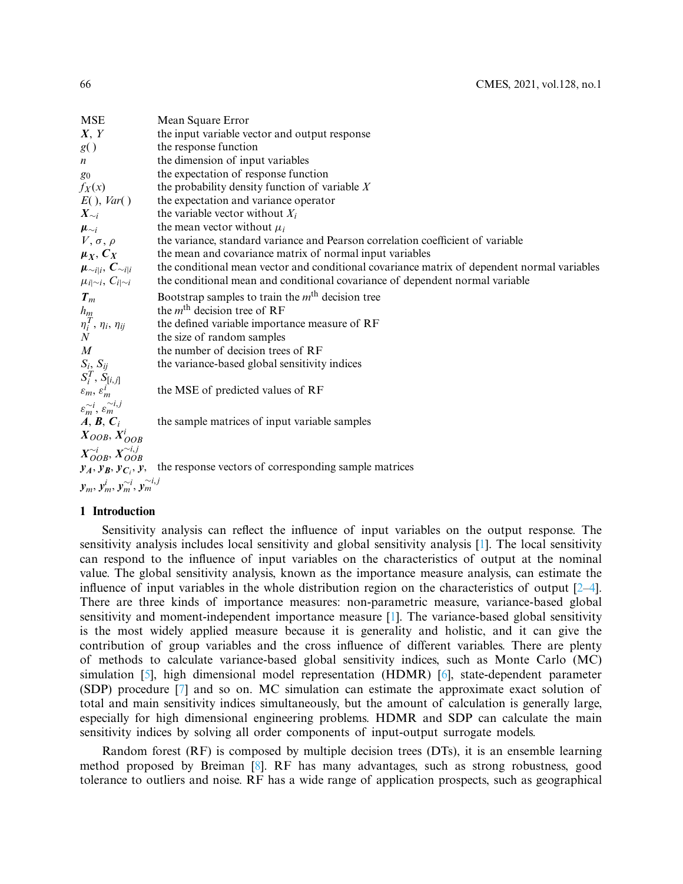| | |
|---|---|
| MSE | Mean Square Error |
| $\boldsymbol{X}$, $Y$ | the input variable vector and output response |
| $g()$ | the response function |
| $n$ | the dimension of input variables |
| $g_0$ | the expectation of response function |
| $f_X(x)$ | the probability density function of variable $X$ |
| $E()$, $Var()$ | the expectation and variance operator |
| $\boldsymbol{X}_{\sim i}$ | the variable vector without $X_i$ |
| $\boldsymbol{\mu}_{\sim i}$ | the mean vector without $\mu_i$ |
| $V$, $\sigma$, $\rho$ | the variance, standard variance and Pearson correlation coefficient of variable |
| $\boldsymbol{\mu_X}$, $\boldsymbol{C_X}$ | the mean and covariance matrix of normal input variables |
| $\boldsymbol{\mu}_{\sim i\|i}$, $\boldsymbol{C}_{\sim i\|i}$ | the conditional mean vector and conditional covariance matrix of dependent normal variables |
| $\mu_{i\|\sim i}$, $C_{i\|\sim i}$ | the conditional mean and conditional covariance of dependent normal variable |
| $\boldsymbol{T}_m$ | Bootstrap samples to train the $m^{\text{th}}$ decision tree |
| $h_m$ | the $m^{\text{th}}$ decision tree of RF |
| $\eta_i^T$, $\eta_i$, $\eta_{ij}$ | the defined variable importance measure of RF |
| $N$ | the size of random samples |
| $M$ | the number of decision trees of RF |
| $S_i$, $S_{ij}$ | the variance-based global sensitivity indices |
| $S_i^T$, $S_{[i,j]}$ | |
| $\varepsilon_m$, $\varepsilon_m^i$ | the MSE of predicted values of RF |
| $\varepsilon_m^{\sim i}$, $\varepsilon_m^{\sim i,j}$ | |
| $\boldsymbol{A}$, $\boldsymbol{B}$, $\boldsymbol{C}_i$ | the sample matrices of input variable samples |
| $\boldsymbol{X}_{OOB}$, $\boldsymbol{X}_{OOB}^i$ | |
| $\boldsymbol{X}_{OOB}^{\sim i}$, $\boldsymbol{X}_{OOB}^{\sim i,j}$ | |
| $\boldsymbol{y_A}$, $\boldsymbol{y_B}$, $\boldsymbol{y}_{\boldsymbol{C}_i}$, $\boldsymbol{y}$, | the response vectors of corresponding sample matrices |
| $\boldsymbol{y}_m$, $\boldsymbol{y}_m^i$, $\boldsymbol{y}_m^{\sim i}$, $\boldsymbol{y}_m^{\sim i,j}$ | |

## 1 Introduction

Sensitivity analysis can reflect the influence of input variables on the output response. The sensitivity analysis includes local sensitivity and global sensitivity analysis [1]. The local sensitivity can respond to the influence of input variables on the characteristics of output at the nominal value. The global sensitivity analysis, known as the importance measure analysis, can estimate the influence of input variables in the whole distribution region on the characteristics of output [2–4]. There are three kinds of importance measures: non-parametric measure, variance-based global sensitivity and moment-independent importance measure [1]. The variance-based global sensitivity is the most widely applied measure because it is generality and holistic, and it can give the contribution of group variables and the cross influence of different variables. There are plenty of methods to calculate variance-based global sensitivity indices, such as Monte Carlo (MC) simulation [5], high dimensional model representation (HDMR) [6], state-dependent parameter (SDP) procedure [7] and so on. MC simulation can estimate the approximate exact solution of total and main sensitivity indices simultaneously, but the amount of calculation is generally large, especially for high dimensional engineering problems. HDMR and SDP can calculate the main sensitivity indices by solving all order components of input-output surrogate models.

Random forest (RF) is composed by multiple decision trees (DTs), it is an ensemble learning method proposed by Breiman [8]. RF has many advantages, such as strong robustness, good tolerance to outliers and noise. RF has a wide range of application prospects, such as geographical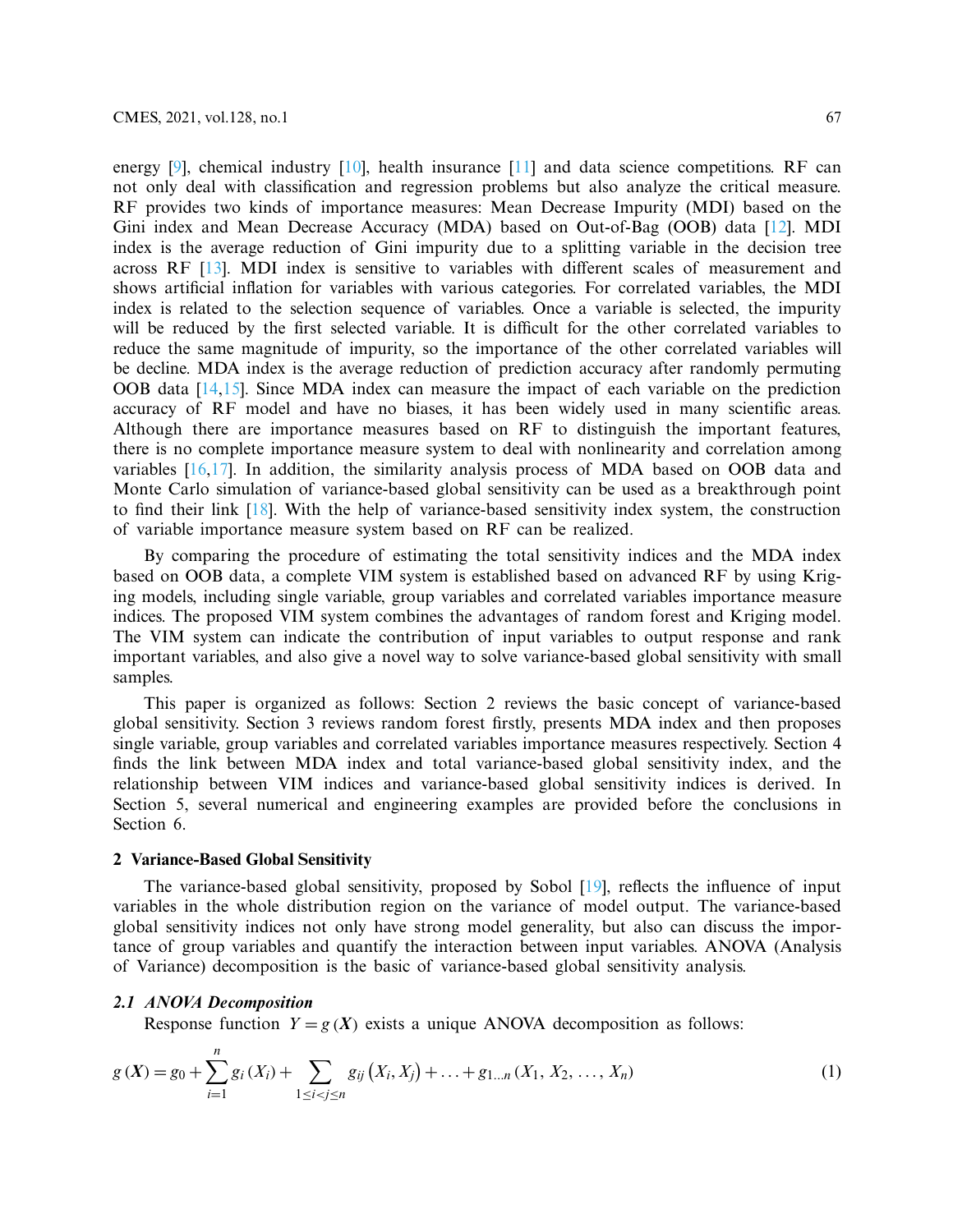energy [9], chemical industry [10], health insurance [11] and data science competitions. RF can not only deal with classification and regression problems but also analyze the critical measure. RF provides two kinds of importance measures: Mean Decrease Impurity (MDI) based on the Gini index and Mean Decrease Accuracy (MDA) based on Out-of-Bag (OOB) data [12]. MDI index is the average reduction of Gini impurity due to a splitting variable in the decision tree across RF [13]. MDI index is sensitive to variables with different scales of measurement and shows artificial inflation for variables with various categories. For correlated variables, the MDI index is related to the selection sequence of variables. Once a variable is selected, the impurity will be reduced by the first selected variable. It is difficult for the other correlated variables to reduce the same magnitude of impurity, so the importance of the other correlated variables will be decline. MDA index is the average reduction of prediction accuracy after randomly permuting OOB data [14,15]. Since MDA index can measure the impact of each variable on the prediction accuracy of RF model and have no biases, it has been widely used in many scientific areas. Although there are importance measures based on RF to distinguish the important features, there is no complete importance measure system to deal with nonlinearity and correlation among variables [16,17]. In addition, the similarity analysis process of MDA based on OOB data and Monte Carlo simulation of variance-based global sensitivity can be used as a breakthrough point to find their link [18]. With the help of variance-based sensitivity index system, the construction of variable importance measure system based on RF can be realized.

By comparing the procedure of estimating the total sensitivity indices and the MDA index based on OOB data, a complete VIM system is established based on advanced RF by using Kriging models, including single variable, group variables and correlated variables importance measure indices. The proposed VIM system combines the advantages of random forest and Kriging model. The VIM system can indicate the contribution of input variables to output response and rank important variables, and also give a novel way to solve variance-based global sensitivity with small samples.

This paper is organized as follows: Section 2 reviews the basic concept of variance-based global sensitivity. Section 3 reviews random forest firstly, presents MDA index and then proposes single variable, group variables and correlated variables importance measures respectively. Section 4 finds the link between MDA index and total variance-based global sensitivity index, and the relationship between VIM indices and variance-based global sensitivity indices is derived. In Section 5, several numerical and engineering examples are provided before the conclusions in Section 6.

## 2 Variance-Based Global Sensitivity

The variance-based global sensitivity, proposed by Sobol [19], reflects the influence of input variables in the whole distribution region on the variance of model output. The variance-based global sensitivity indices not only have strong model generality, but also can discuss the importance of group variables and quantify the interaction between input variables. ANOVA (Analysis of Variance) decomposition is the basic of variance-based global sensitivity analysis.

### 2.1 ANOVA Decomposition

Response function $Y = g(\boldsymbol{X})$ exists a unique ANOVA decomposition as follows:

$$g(\boldsymbol{X}) = g_0 + \sum_{i=1}^{n} g_i(X_i) + \sum_{1 \le i < j \le n} g_{ij}(X_i, X_j) + \ldots + g_{1\ldots n}(X_1, X_2, \ldots, X_n) \tag{1}$$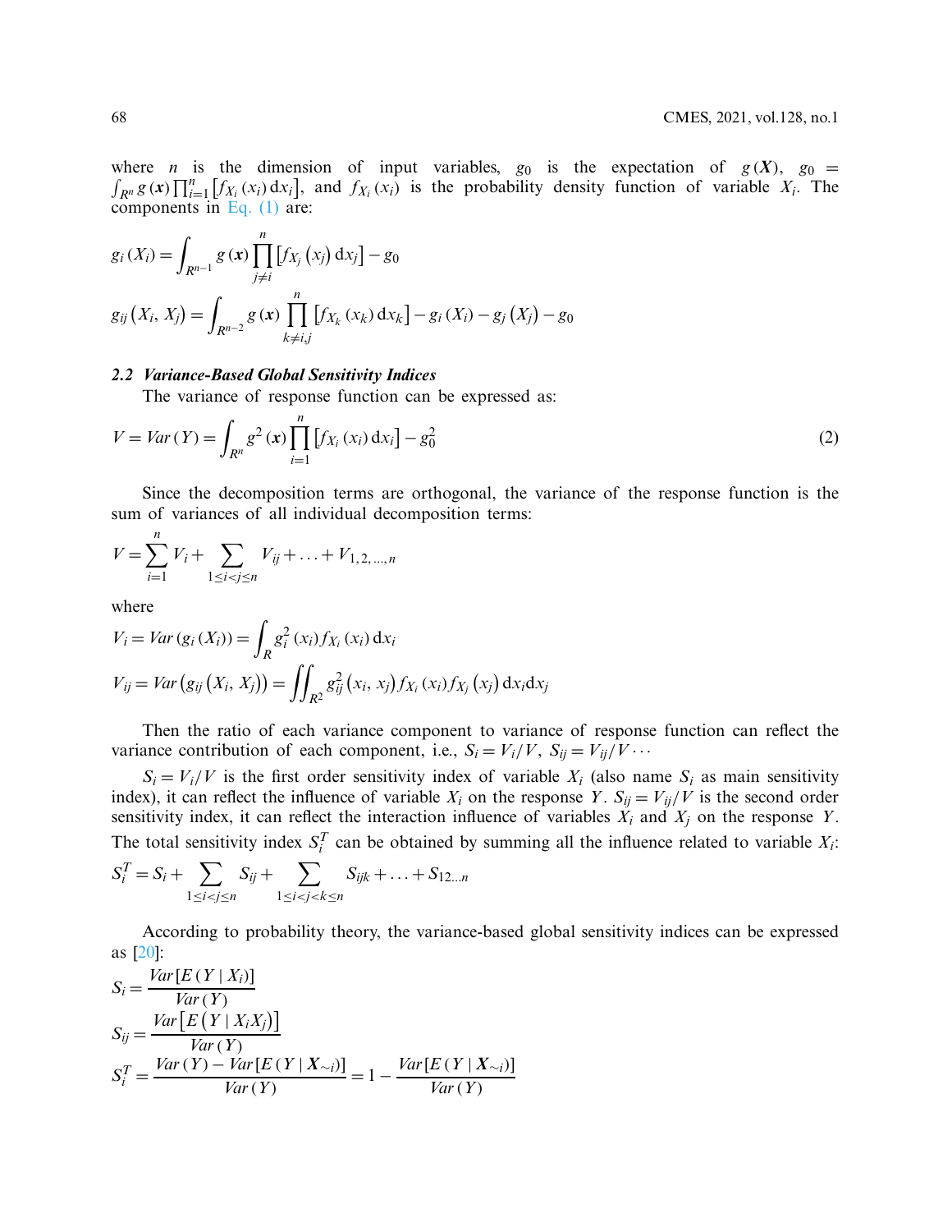where $n$ is the dimension of input variables, $g_0$ is the expectation of $g(\boldsymbol{X})$, $g_0 = \int_{R^n} g(\boldsymbol{x}) \prod_{i=1}^{n} \left[ f_{X_i}(x_i) \,\mathrm{d}x_i \right]$, and $f_{X_i}(x_i)$ is the probability density function of variable $X_i$. The components in Eq. (1) are:

$$g_i(X_i) = \int_{R^{n-1}} g(\boldsymbol{x}) \prod_{j \neq i}^{n} \left[ f_{X_j}(x_j) \,\mathrm{d}x_j \right] - g_0$$

$$g_{ij}(X_i, X_j) = \int_{R^{n-2}} g(\boldsymbol{x}) \prod_{k \neq i,j}^{n} \left[ f_{X_k}(x_k) \,\mathrm{d}x_k \right] - g_i(X_i) - g_j(X_j) - g_0$$

### 2.2 Variance-Based Global Sensitivity Indices

The variance of response function can be expressed as:

$$V = Var(Y) = \int_{R^n} g^2(\boldsymbol{x}) \prod_{i=1}^{n} \left[ f_{X_i}(x_i) \,\mathrm{d}x_i \right] - g_0^2 \tag{2}$$

Since the decomposition terms are orthogonal, the variance of the response function is the sum of variances of all individual decomposition terms:

$$V = \sum_{i=1}^{n} V_i + \sum_{1 \leq i < j \leq n} V_{ij} + \ldots + V_{1,2,\ldots,n}$$

where

$$V_i = Var(g_i(X_i)) = \int_{R} g_i^2(x_i) f_{X_i}(x_i) \,\mathrm{d}x_i$$

$$V_{ij} = Var\left(g_{ij}(X_i, X_j)\right) = \iint_{R^2} g_{ij}^2(x_i, x_j) f_{X_i}(x_i) f_{X_j}(x_j) \,\mathrm{d}x_i \mathrm{d}x_j$$

Then the ratio of each variance component to variance of response function can reflect the variance contribution of each component, i.e., $S_i = V_i/V$, $S_{ij} = V_{ij}/V \cdots$

$S_i = V_i/V$ is the first order sensitivity index of variable $X_i$ (also name $S_i$ as main sensitivity index), it can reflect the influence of variable $X_i$ on the response $Y$. $S_{ij} = V_{ij}/V$ is the second order sensitivity index, it can reflect the interaction influence of variables $X_i$ and $X_j$ on the response $Y$. The total sensitivity index $S_i^T$ can be obtained by summing all the influence related to variable $X_i$:

$$S_i^T = S_i + \sum_{1 \leq i < j \leq n} S_{ij} + \sum_{1 \leq i < j < k \leq n} S_{ijk} + \ldots + S_{12\ldots n}$$

According to probability theory, the variance-based global sensitivity indices can be expressed as [20]:

$$S_i = \frac{Var\left[E\left(Y \mid X_i\right)\right]}{Var(Y)}$$

$$S_{ij} = \frac{Var\left[E\left(Y \mid X_i X_j\right)\right]}{Var(Y)}$$

$$S_i^T = \frac{Var(Y) - Var\left[E\left(Y \mid \boldsymbol{X}_{\sim i}\right)\right]}{Var(Y)} = 1 - \frac{Var\left[E\left(Y \mid \boldsymbol{X}_{\sim i}\right)\right]}{Var(Y)}$$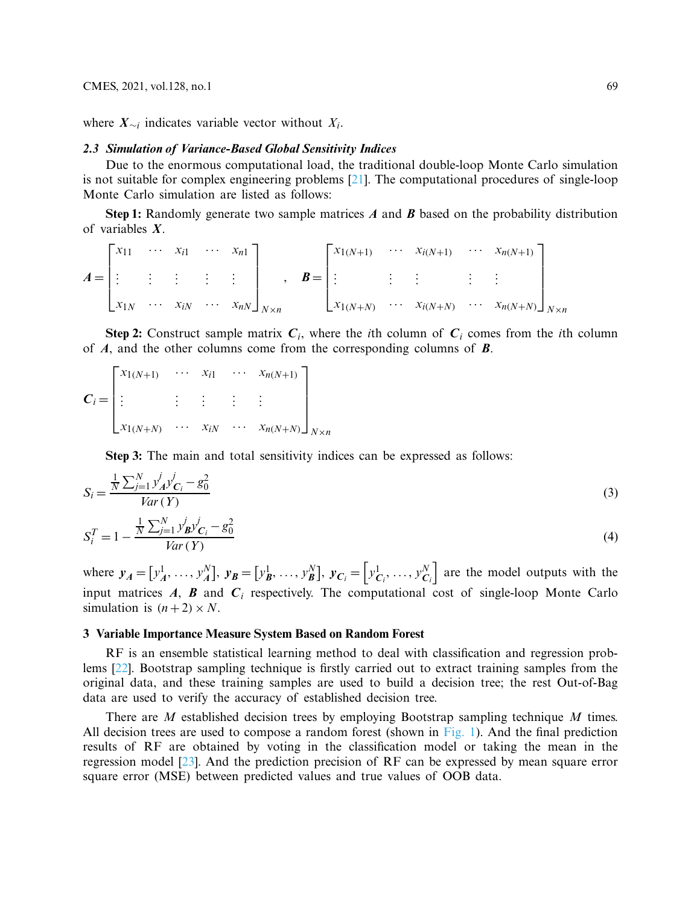where $\boldsymbol{X}_{\sim i}$ indicates variable vector without $X_i$.

### 2.3 Simulation of Variance-Based Global Sensitivity Indices

Due to the enormous computational load, the traditional double-loop Monte Carlo simulation is not suitable for complex engineering problems [21]. The computational procedures of single-loop Monte Carlo simulation are listed as follows:

**Step 1:** Randomly generate two sample matrices $\boldsymbol{A}$ and $\boldsymbol{B}$ based on the probability distribution of variables $\boldsymbol{X}$.

$$
\boldsymbol{A} = \begin{bmatrix} x_{11} & \cdots & x_{i1} & \cdots & x_{n1} \\ \vdots & \vdots & \vdots & \vdots & \vdots \\ x_{1N} & \cdots & x_{iN} & \cdots & x_{nN} \end{bmatrix}_{N\times n}, \quad \boldsymbol{B} = \begin{bmatrix} x_{1(N+1)} & \cdots & x_{i(N+1)} & \cdots & x_{n(N+1)} \\ \vdots & \vdots & \vdots & \vdots & \vdots \\ x_{1(N+N)} & \cdots & x_{i(N+N)} & \cdots & x_{n(N+N)} \end{bmatrix}_{N\times n}
$$

**Step 2:** Construct sample matrix $\boldsymbol{C}_i$, where the $i$th column of $\boldsymbol{C}_i$ comes from the $i$th column of $\boldsymbol{A}$, and the other columns come from the corresponding columns of $\boldsymbol{B}$.

$$
\boldsymbol{C}_i = \begin{bmatrix} x_{1(N+1)} & \cdots & x_{i1} & \cdots & x_{n(N+1)} \\ \vdots & \vdots & \vdots & \vdots & \vdots \\ x_{1(N+N)} & \cdots & x_{iN} & \cdots & x_{n(N+N)} \end{bmatrix}_{N\times n}
$$

**Step 3:** The main and total sensitivity indices can be expressed as follows:

$$
S_i = \frac{\frac{1}{N}\sum_{j=1}^{N} y_{\boldsymbol{A}}^j y_{\boldsymbol{C}_i}^j - g_0^2}{Var\,(Y)} \tag{3}
$$

$$
S_i^T = 1 - \frac{\frac{1}{N}\sum_{j=1}^{N} y_{\boldsymbol{B}}^j y_{\boldsymbol{C}_i}^j - g_0^2}{Var\,(Y)} \tag{4}
$$

where $\boldsymbol{y}_{\boldsymbol{A}} = \left[y_{\boldsymbol{A}}^1, \ldots, y_{\boldsymbol{A}}^N\right]$, $\boldsymbol{y}_{\boldsymbol{B}} = \left[y_{\boldsymbol{B}}^1, \ldots, y_{\boldsymbol{B}}^N\right]$, $\boldsymbol{y}_{\boldsymbol{C}_i} = \left[y_{\boldsymbol{C}_i}^1, \ldots, y_{\boldsymbol{C}_i}^N\right]$ are the model outputs with the input matrices $\boldsymbol{A}$, $\boldsymbol{B}$ and $\boldsymbol{C}_i$ respectively. The computational cost of single-loop Monte Carlo simulation is $(n+2)\times N$.

## 3 Variable Importance Measure System Based on Random Forest

RF is an ensemble statistical learning method to deal with classification and regression problems [22]. Bootstrap sampling technique is firstly carried out to extract training samples from the original data, and these training samples are used to build a decision tree; the rest Out-of-Bag data are used to verify the accuracy of established decision tree.

There are $M$ established decision trees by employing Bootstrap sampling technique $M$ times. All decision trees are used to compose a random forest (shown in Fig. 1). And the final prediction results of RF are obtained by voting in the classification model or taking the mean in the regression model [23]. And the prediction precision of RF can be expressed by mean square error square error (MSE) between predicted values and true values of OOB data.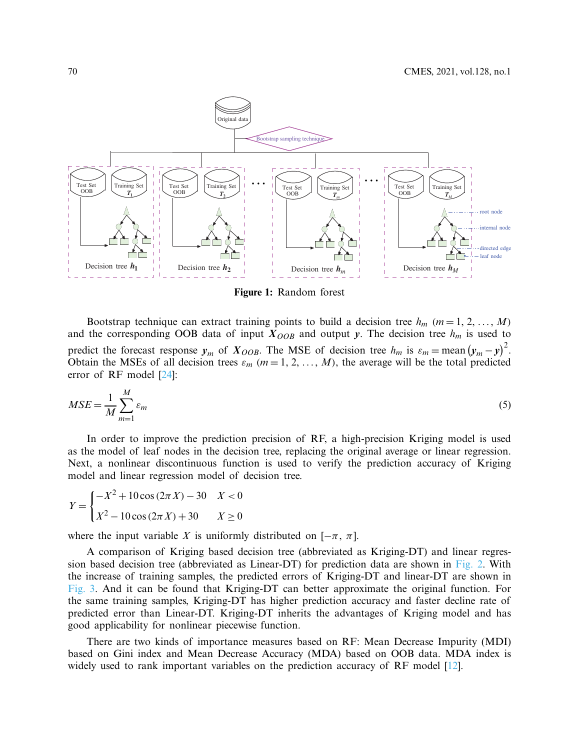Figure 1: Random forest

Bootstrap technique can extract training points to build a decision tree $h_m$ $(m = 1, 2, \ldots, M)$ and the corresponding OOB data of input $\boldsymbol{X}_{OOB}$ and output $\boldsymbol{y}$. The decision tree $h_m$ is used to predict the forecast response $\boldsymbol{y}_m$ of $\boldsymbol{X}_{OOB}$. The MSE of decision tree $h_m$ is $\varepsilon_m = \text{mean}\left(\boldsymbol{y}_m - \boldsymbol{y}\right)^2$. Obtain the MSEs of all decision trees $\varepsilon_m$ $(m = 1, 2, \ldots, M)$, the average will be the total predicted error of RF model [24]:

$$MSE = \frac{1}{M}\sum_{m=1}^{M} \varepsilon_m \tag{5}$$

In order to improve the prediction precision of RF, a high-precision Kriging model is used as the model of leaf nodes in the decision tree, replacing the original average or linear regression. Next, a nonlinear discontinuous function is used to verify the prediction accuracy of Kriging model and linear regression model of decision tree.

$$Y = \begin{cases} -X^2 + 10\cos(2\pi X) - 30 & X < 0 \\ X^2 - 10\cos(2\pi X) + 30 & X \geq 0 \end{cases}$$

where the input variable $X$ is uniformly distributed on $[-\pi, \pi]$.

A comparison of Kriging based decision tree (abbreviated as Kriging-DT) and linear regression based decision tree (abbreviated as Linear-DT) for prediction data are shown in Fig. 2. With the increase of training samples, the predicted errors of Kriging-DT and linear-DT are shown in Fig. 3. And it can be found that Kriging-DT can better approximate the original function. For the same training samples, Kriging-DT has higher prediction accuracy and faster decline rate of predicted error than Linear-DT. Kriging-DT inherits the advantages of Kriging model and has good applicability for nonlinear piecewise function.

There are two kinds of importance measures based on RF: Mean Decrease Impurity (MDI) based on Gini index and Mean Decrease Accuracy (MDA) based on OOB data. MDA index is widely used to rank important variables on the prediction accuracy of RF model [12].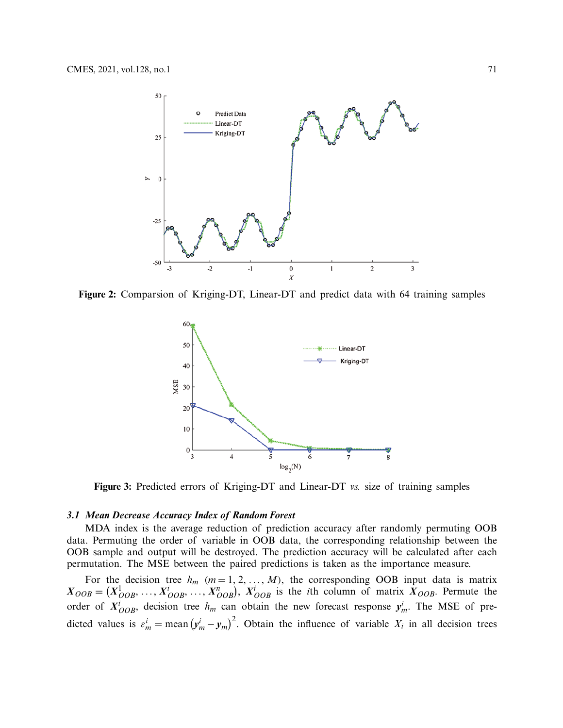Figure 2: Comparsion of Kriging-DT, Linear-DT and predict data with 64 training samples

Figure 3: Predicted errors of Kriging-DT and Linear-DT *vs.* size of training samples

### *3.1 Mean Decrease Accuracy Index of Random Forest*

MDA index is the average reduction of prediction accuracy after randomly permuting OOB data. Permuting the order of variable in OOB data, the corresponding relationship between the OOB sample and output will be destroyed. The prediction accuracy will be calculated after each permutation. The MSE between the paired predictions is taken as the importance measure.

For the decision tree $h_m$ $(m = 1, 2, \ldots, M)$, the corresponding OOB input data is matrix $\boldsymbol{X}_{OOB} = \left(\boldsymbol{X}_{OOB}^{1}, \ldots, \boldsymbol{X}_{OOB}^{i}, \ldots, \boldsymbol{X}_{OOB}^{n}\right)$, $\boldsymbol{X}_{OOB}^{i}$ is the $i$th column of matrix $\boldsymbol{X}_{OOB}$. Permute the order of $\boldsymbol{X}_{OOB}^{i}$, decision tree $h_m$ can obtain the new forecast response $\boldsymbol{y}_{m}^{i}$. The MSE of predicted values is $\varepsilon_{m}^{i} = \text{mean}\left(\boldsymbol{y}_{m}^{i} - \boldsymbol{y}_{m}\right)^{2}$. Obtain the influence of variable $X_i$ in all decision trees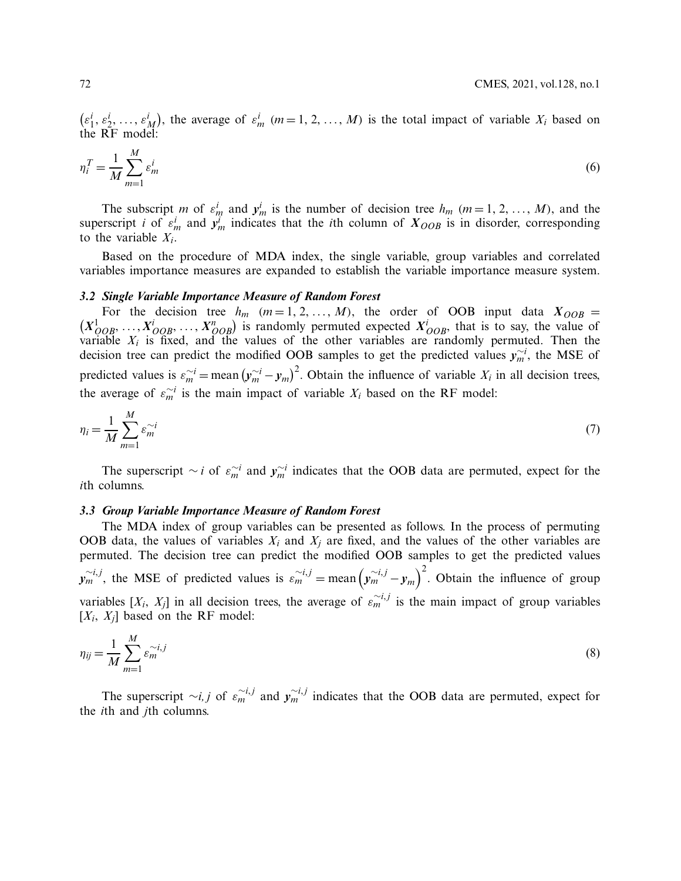$(\varepsilon_1^i, \varepsilon_2^i, \ldots, \varepsilon_M^i)$, the average of $\varepsilon_m^i$ $(m = 1, 2, \ldots, M)$ is the total impact of variable $X_i$ based on the RF model:

$$\eta_i^T = \frac{1}{M} \sum_{m=1}^{M} \varepsilon_m^i \tag{6}$$

The subscript $m$ of $\varepsilon_m^i$ and $\boldsymbol{y}_m^i$ is the number of decision tree $h_m$ $(m = 1, 2, \ldots, M)$, and the superscript $i$ of $\varepsilon_m^i$ and $\boldsymbol{y}_m^i$ indicates that the $i$th column of $\boldsymbol{X}_{OOB}$ is in disorder, corresponding to the variable $X_i$.

Based on the procedure of MDA index, the single variable, group variables and correlated variables importance measures are expanded to establish the variable importance measure system.

### *3.2 Single Variable Importance Measure of Random Forest*

For the decision tree $h_m$ $(m = 1, 2, \ldots, M)$, the order of OOB input data $\boldsymbol{X}_{OOB} = (\boldsymbol{X}_{OOB}^1, \ldots, \boldsymbol{X}_{OOB}^i, \ldots, \boldsymbol{X}_{OOB}^n)$ is randomly permuted expected $\boldsymbol{X}_{OOB}^i$, that is to say, the value of variable $X_i$ is fixed, and the values of the other variables are randomly permuted. Then the decision tree can predict the modified OOB samples to get the predicted values $\boldsymbol{y}_m^{\sim i}$, the MSE of predicted values is $\varepsilon_m^{\sim i} = \text{mean}\left(\boldsymbol{y}_m^{\sim i} - \boldsymbol{y}_m\right)^2$. Obtain the influence of variable $X_i$ in all decision trees, the average of $\varepsilon_m^{\sim i}$ is the main impact of variable $X_i$ based on the RF model:

$$\eta_i = \frac{1}{M} \sum_{m=1}^{M} \varepsilon_m^{\sim i} \tag{7}$$

The superscript $\sim i$ of $\varepsilon_m^{\sim i}$ and $\boldsymbol{y}_m^{\sim i}$ indicates that the OOB data are permuted, expect for the $i$th columns.

### *3.3 Group Variable Importance Measure of Random Forest*

The MDA index of group variables can be presented as follows. In the process of permuting OOB data, the values of variables $X_i$ and $X_j$ are fixed, and the values of the other variables are permuted. The decision tree can predict the modified OOB samples to get the predicted values $\boldsymbol{y}_m^{\sim i,j}$, the MSE of predicted values is $\varepsilon_m^{\sim i,j} = \text{mean}\left(\boldsymbol{y}_m^{\sim i,j} - \boldsymbol{y}_m\right)^2$. Obtain the influence of group variables $[X_i, X_j]$ in all decision trees, the average of $\varepsilon_m^{\sim i,j}$ is the main impact of group variables $[X_i, X_j]$ based on the RF model:

$$\eta_{ij} = \frac{1}{M} \sum_{m=1}^{M} \varepsilon_m^{\sim i,j} \tag{8}$$

The superscript $\sim i, j$ of $\varepsilon_m^{\sim i,j}$ and $\boldsymbol{y}_m^{\sim i,j}$ indicates that the OOB data are permuted, expect for the $i$th and $j$th columns.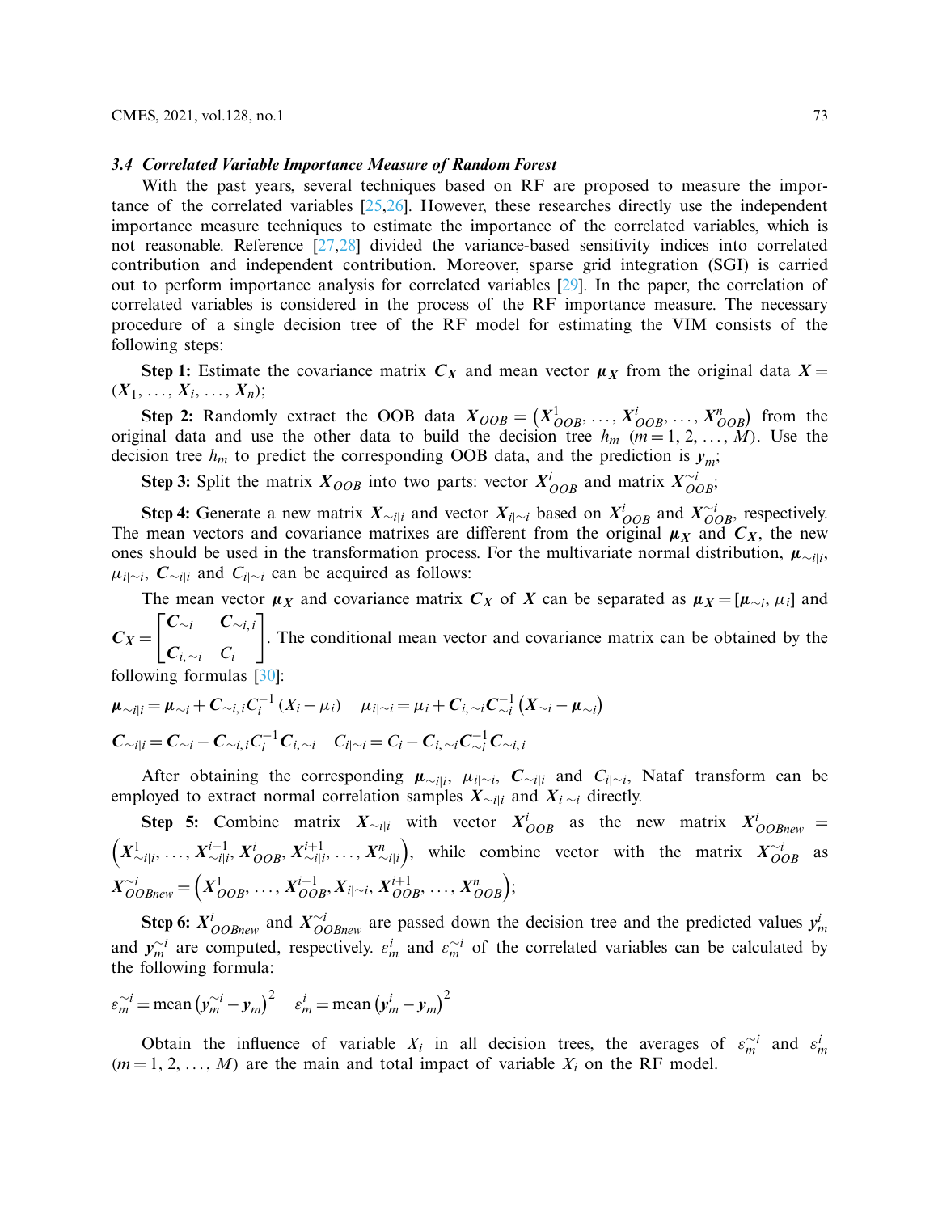### *3.4 Correlated Variable Importance Measure of Random Forest*

With the past years, several techniques based on RF are proposed to measure the importance of the correlated variables [25,26]. However, these researches directly use the independent importance measure techniques to estimate the importance of the correlated variables, which is not reasonable. Reference [27,28] divided the variance-based sensitivity indices into correlated contribution and independent contribution. Moreover, sparse grid integration (SGI) is carried out to perform importance analysis for correlated variables [29]. In the paper, the correlation of correlated variables is considered in the process of the RF importance measure. The necessary procedure of a single decision tree of the RF model for estimating the VIM consists of the following steps:

**Step 1:** Estimate the covariance matrix $\boldsymbol{C_X}$ and mean vector $\boldsymbol{\mu_X}$ from the original data $\boldsymbol{X} = (\boldsymbol{X}_1, \ldots, \boldsymbol{X}_i, \ldots, \boldsymbol{X}_n)$;

**Step 2:** Randomly extract the OOB data $\boldsymbol{X}_{OOB} = \left(\boldsymbol{X}_{OOB}^1, \ldots, \boldsymbol{X}_{OOB}^i, \ldots, \boldsymbol{X}_{OOB}^n\right)$ from the original data and use the other data to build the decision tree $h_m$ $(m = 1, 2, \ldots, M)$. Use the decision tree $h_m$ to predict the corresponding OOB data, and the prediction is $\boldsymbol{y}_m$;

**Step 3:** Split the matrix $\boldsymbol{X}_{OOB}$ into two parts: vector $\boldsymbol{X}_{OOB}^i$ and matrix $\boldsymbol{X}_{OOB}^{\sim i}$;

**Step 4:** Generate a new matrix $\boldsymbol{X}_{\sim i|i}$ and vector $\boldsymbol{X}_{i|\sim i}$ based on $\boldsymbol{X}_{OOB}^i$ and $\boldsymbol{X}_{OOB}^{\sim i}$, respectively. The mean vectors and covariance matrixes are different from the original $\boldsymbol{\mu_X}$ and $\boldsymbol{C_X}$, the new ones should be used in the transformation process. For the multivariate normal distribution, $\boldsymbol{\mu}_{\sim i|i}$, $\mu_{i|\sim i}$, $\boldsymbol{C}_{\sim i|i}$ and $C_{i|\sim i}$ can be acquired as follows:

The mean vector $\boldsymbol{\mu_X}$ and covariance matrix $\boldsymbol{C_X}$ of $\boldsymbol{X}$ can be separated as $\boldsymbol{\mu_X} = [\boldsymbol{\mu}_{\sim i}, \mu_i]$ and $\boldsymbol{C_X} = \begin{bmatrix} \boldsymbol{C}_{\sim i} & \boldsymbol{C}_{\sim i,i} \\ \boldsymbol{C}_{i,\sim i} & C_i \end{bmatrix}$. The conditional mean vector and covariance matrix can be obtained by the following formulas [30]:

$$\boldsymbol{\mu}_{\sim i|i} = \boldsymbol{\mu}_{\sim i} + \boldsymbol{C}_{\sim i,i} C_i^{-1} (X_i - \mu_i) \quad \mu_{i|\sim i} = \mu_i + \boldsymbol{C}_{i,\sim i} \boldsymbol{C}_{\sim i}^{-1} \left(\boldsymbol{X}_{\sim i} - \boldsymbol{\mu}_{\sim i}\right)$$

$$\boldsymbol{C}_{\sim i|i} = \boldsymbol{C}_{\sim i} - \boldsymbol{C}_{\sim i,i} C_i^{-1} \boldsymbol{C}_{i,\sim i} \quad C_{i|\sim i} = C_i - \boldsymbol{C}_{i,\sim i} \boldsymbol{C}_{\sim i}^{-1} \boldsymbol{C}_{\sim i,i}$$

After obtaining the corresponding $\boldsymbol{\mu}_{\sim i|i}$, $\mu_{i|\sim i}$, $\boldsymbol{C}_{\sim i|i}$ and $C_{i|\sim i}$, Nataf transform can be employed to extract normal correlation samples $\boldsymbol{X}_{\sim i|i}$ and $\boldsymbol{X}_{i|\sim i}$ directly.

**Step 5:** Combine matrix $\boldsymbol{X}_{\sim i|i}$ with vector $\boldsymbol{X}_{OOB}^i$ as the new matrix $\boldsymbol{X}_{OOBnew}^i = \left(\boldsymbol{X}_{\sim i|i}^1, \ldots, \boldsymbol{X}_{\sim i|i}^{i-1}, \boldsymbol{X}_{OOB}^i, \boldsymbol{X}_{\sim i|i}^{i+1}, \ldots, \boldsymbol{X}_{\sim i|i}^n\right)$, while combine vector with the matrix $\boldsymbol{X}_{OOB}^{\sim i}$ as $\boldsymbol{X}_{OOBnew}^{\sim i} = \left(\boldsymbol{X}_{OOB}^1, \ldots, \boldsymbol{X}_{OOB}^{i-1}, \boldsymbol{X}_{i|\sim i}, \boldsymbol{X}_{OOB}^{i+1}, \ldots, \boldsymbol{X}_{OOB}^n\right)$;

**Step 6:** $\boldsymbol{X}_{OOBnew}^i$ and $\boldsymbol{X}_{OOBnew}^{\sim i}$ are passed down the decision tree and the predicted values $\boldsymbol{y}_m^i$ and $\boldsymbol{y}_m^{\sim i}$ are computed, respectively. $\varepsilon_m^i$ and $\varepsilon_m^{\sim i}$ of the correlated variables can be calculated by the following formula:

$$\varepsilon_m^{\sim i} = \text{mean}\left(\boldsymbol{y}_m^{\sim i} - \boldsymbol{y}_m\right)^2 \quad \varepsilon_m^i = \text{mean}\left(\boldsymbol{y}_m^i - \boldsymbol{y}_m\right)^2$$

Obtain the influence of variable $X_i$ in all decision trees, the averages of $\varepsilon_m^{\sim i}$ and $\varepsilon_m^i$ $(m = 1, 2, \ldots, M)$ are the main and total impact of variable $X_i$ on the RF model.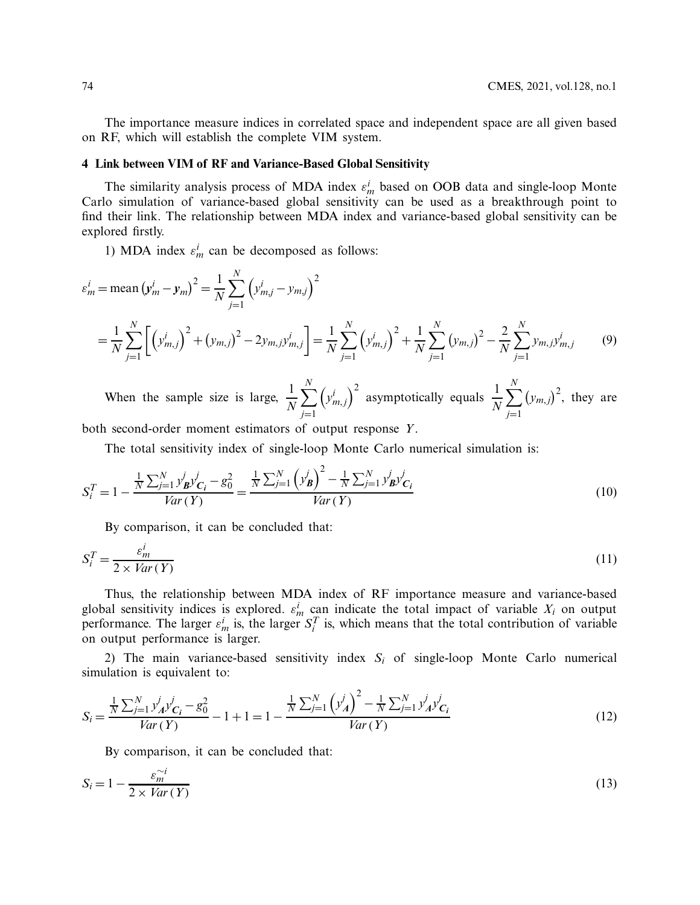The importance measure indices in correlated space and independent space are all given based on RF, which will establish the complete VIM system.

## 4 Link between VIM of RF and Variance-Based Global Sensitivity

The similarity analysis process of MDA index $\varepsilon_m^i$ based on OOB data and single-loop Monte Carlo simulation of variance-based global sensitivity can be used as a breakthrough point to find their link. The relationship between MDA index and variance-based global sensitivity can be explored firstly.

1) MDA index $\varepsilon_m^i$ can be decomposed as follows:

$$
\begin{aligned}
\varepsilon_m^i &= \text{mean}\left(\boldsymbol{y}_m^i - \boldsymbol{y}_m\right)^2 = \frac{1}{N}\sum_{j=1}^{N}\left(y_{m,j}^i - y_{m,j}\right)^2 \\
&= \frac{1}{N}\sum_{j=1}^{N}\left[\left(y_{m,j}^i\right)^2 + \left(y_{m,j}\right)^2 - 2y_{m,j}y_{m,j}^i\right] = \frac{1}{N}\sum_{j=1}^{N}\left(y_{m,j}^i\right)^2 + \frac{1}{N}\sum_{j=1}^{N}\left(y_{m,j}\right)^2 - \frac{2}{N}\sum_{j=1}^{N}y_{m,j}y_{m,j}^i
\end{aligned}
\tag{9}
$$

When the sample size is large, $\frac{1}{N}\sum_{j=1}^{N}\left(y_{m,j}^i\right)^2$ asymptotically equals $\frac{1}{N}\sum_{j=1}^{N}\left(y_{m,j}\right)^2$, they are both second-order moment estimators of output response $Y$.

The total sensitivity index of single-loop Monte Carlo numerical simulation is:

$$
S_i^T = 1 - \frac{\frac{1}{N}\sum_{j=1}^{N} y_{\boldsymbol{B}}^j y_{\boldsymbol{C_i}}^j - g_0^2}{Var\left(Y\right)} = \frac{\frac{1}{N}\sum_{j=1}^{N}\left(y_{\boldsymbol{B}}^j\right)^2 - \frac{1}{N}\sum_{j=1}^{N} y_{\boldsymbol{B}}^j y_{\boldsymbol{C_i}}^j}{Var\left(Y\right)}
\tag{10}
$$

By comparison, it can be concluded that:

$$
S_i^T = \frac{\varepsilon_m^i}{2 \times Var\left(Y\right)}
\tag{11}
$$

Thus, the relationship between MDA index of RF importance measure and variance-based global sensitivity indices is explored. $\varepsilon_m^i$ can indicate the total impact of variable $X_i$ on output performance. The larger $\varepsilon_m^i$ is, the larger $S_i^T$ is, which means that the total contribution of variable on output performance is larger.

2) The main variance-based sensitivity index $S_i$ of single-loop Monte Carlo numerical simulation is equivalent to:

$$
S_i = \frac{\frac{1}{N}\sum_{j=1}^{N} y_{\boldsymbol{A}}^j y_{\boldsymbol{C_i}}^j - g_0^2}{Var\left(Y\right)} - 1 + 1 = 1 - \frac{\frac{1}{N}\sum_{j=1}^{N}\left(y_{\boldsymbol{A}}^j\right)^2 - \frac{1}{N}\sum_{j=1}^{N} y_{\boldsymbol{A}}^j y_{\boldsymbol{C_i}}^j}{Var\left(Y\right)}
\tag{12}
$$

By comparison, it can be concluded that:

$$
S_i = 1 - \frac{\varepsilon_m^{\sim i}}{2 \times Var\left(Y\right)}
\tag{13}
$$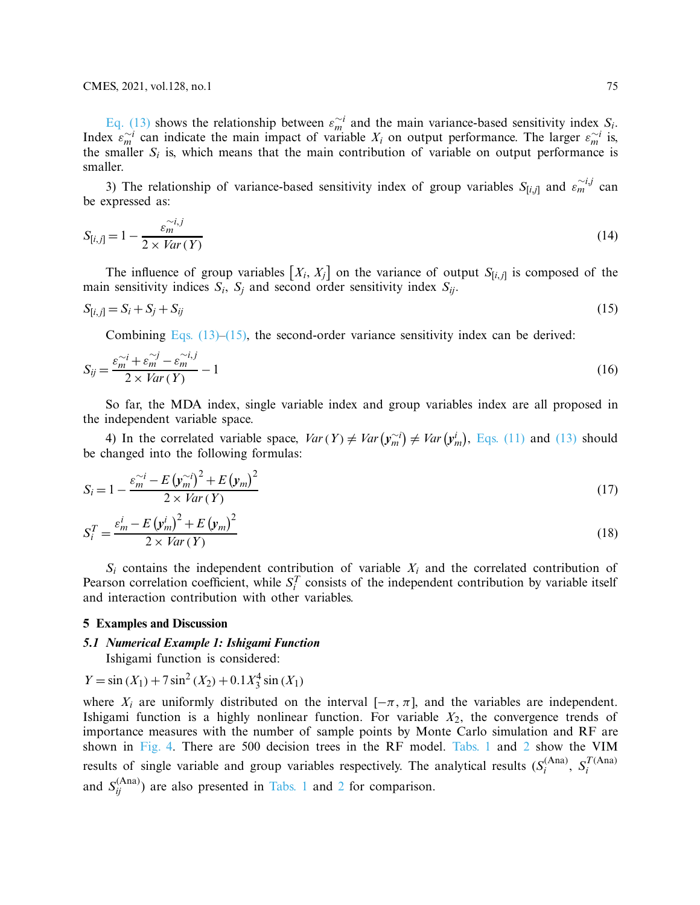Eq. (13) shows the relationship between $\varepsilon_m^{\sim i}$ and the main variance-based sensitivity index $S_i$. Index $\varepsilon_m^{\sim i}$ can indicate the main impact of variable $X_i$ on output performance. The larger $\varepsilon_m^{\sim i}$ is, the smaller $S_i$ is, which means that the main contribution of variable on output performance is smaller.

3) The relationship of variance-based sensitivity index of group variables $S_{[i,j]}$ and $\varepsilon_m^{\sim i,j}$ can be expressed as:

$$S_{[i,j]} = 1 - \frac{\varepsilon_m^{\sim i,j}}{2 \times Var(Y)} \tag{14}$$

The influence of group variables $[X_i, X_j]$ on the variance of output $S_{[i,j]}$ is composed of the main sensitivity indices $S_i$, $S_j$ and second order sensitivity index $S_{ij}$.

$$S_{[i,j]} = S_i + S_j + S_{ij} \tag{15}$$

Combining Eqs. (13)–(15), the second-order variance sensitivity index can be derived:

$$S_{ij} = \frac{\varepsilon_m^{\sim i} + \varepsilon_m^{\sim j} - \varepsilon_m^{\sim i,j}}{2 \times Var(Y)} - 1 \tag{16}$$

So far, the MDA index, single variable index and group variables index are all proposed in the independent variable space.

4) In the correlated variable space, $Var(Y) \neq Var(\boldsymbol{y}_m^{\sim i}) \neq Var(\boldsymbol{y}_m^{i})$, Eqs. (11) and (13) should be changed into the following formulas:

$$S_i = 1 - \frac{\varepsilon_m^{\sim i} - E(\boldsymbol{y}_m^{\sim i})^2 + E(\boldsymbol{y}_m)^2}{2 \times Var(Y)} \tag{17}$$

$$S_i^T = \frac{\varepsilon_m^{i} - E(\boldsymbol{y}_m^{i})^2 + E(\boldsymbol{y}_m)^2}{2 \times Var(Y)} \tag{18}$$

$S_i$ contains the independent contribution of variable $X_i$ and the correlated contribution of Pearson correlation coefficient, while $S_i^T$ consists of the independent contribution by variable itself and interaction contribution with other variables.

## 5 Examples and Discussion

### *5.1 Numerical Example 1: Ishigami Function*

Ishigami function is considered:

$$Y = \sin(X_1) + 7\sin^2(X_2) + 0.1X_3^4\sin(X_1)$$

where $X_i$ are uniformly distributed on the interval $[-\pi, \pi]$, and the variables are independent. Ishigami function is a highly nonlinear function. For variable $X_2$, the convergence trends of importance measures with the number of sample points by Monte Carlo simulation and RF are shown in Fig. 4. There are 500 decision trees in the RF model. Tabs. 1 and 2 show the VIM results of single variable and group variables respectively. The analytical results ($S_i^{(\text{Ana})}$, $S_i^{T(\text{Ana})}$ and $S_{ij}^{(\text{Ana})}$) are also presented in Tabs. 1 and 2 for comparison.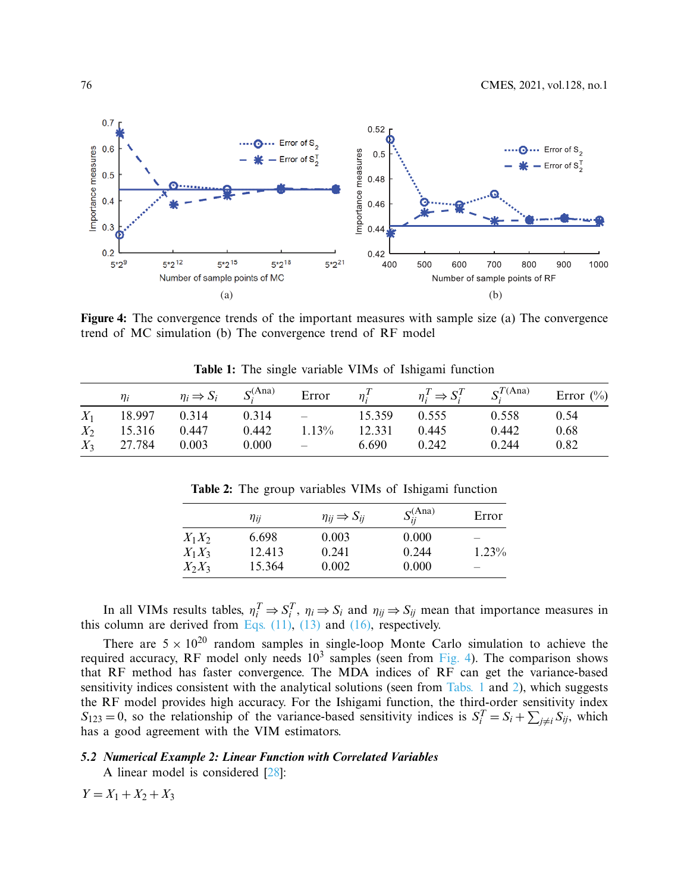**Figure 4:** The convergence trends of the important measures with sample size (a) The convergence trend of MC simulation (b) The convergence trend of RF model

**Table 1:** The single variable VIMs of Ishigami function

| | $\eta_i$ | $\eta_i \Rightarrow S_i$ | $S_i^{(Ana)}$ | Error | $\eta_i^T$ | $\eta_i^T \Rightarrow S_i^T$ | $S_i^{T(Ana)}$ | Error (%) |
|---|---|---|---|---|---|---|---|---|
| $X_1$ | 18.997 | 0.314 | 0.314 | – | 15.359 | 0.555 | 0.558 | 0.54 |
| $X_2$ | 15.316 | 0.447 | 0.442 | 1.13% | 12.331 | 0.445 | 0.442 | 0.68 |
| $X_3$ | 27.784 | 0.003 | 0.000 | – | 6.690 | 0.242 | 0.244 | 0.82 |

**Table 2:** The group variables VIMs of Ishigami function

| | $\eta_{ij}$ | $\eta_{ij} \Rightarrow S_{ij}$ | $S_{ij}^{(Ana)}$ | Error |
|---|---|---|---|---|
| $X_1X_2$ | 6.698 | 0.003 | 0.000 | – |
| $X_1X_3$ | 12.413 | 0.241 | 0.244 | 1.23% |
| $X_2X_3$ | 15.364 | 0.002 | 0.000 | – |

In all VIMs results tables, $\eta_i^T \Rightarrow S_i^T$, $\eta_i \Rightarrow S_i$ and $\eta_{ij} \Rightarrow S_{ij}$ mean that importance measures in this column are derived from Eqs. (11), (13) and (16), respectively.

There are $5 \times 10^{20}$ random samples in single-loop Monte Carlo simulation to achieve the required accuracy, RF model only needs $10^3$ samples (seen from Fig. 4). The comparison shows that RF method has faster convergence. The MDA indices of RF can get the variance-based sensitivity indices consistent with the analytical solutions (seen from Tabs. 1 and 2), which suggests the RF model provides high accuracy. For the Ishigami function, the third-order sensitivity index $S_{123} = 0$, so the relationship of the variance-based sensitivity indices is $S_i^T = S_i + \sum_{j \neq i} S_{ij}$, which has a good agreement with the VIM estimators.

### *5.2 Numerical Example 2: Linear Function with Correlated Variables*

A linear model is considered [28]:

$$Y = X_1 + X_2 + X_3$$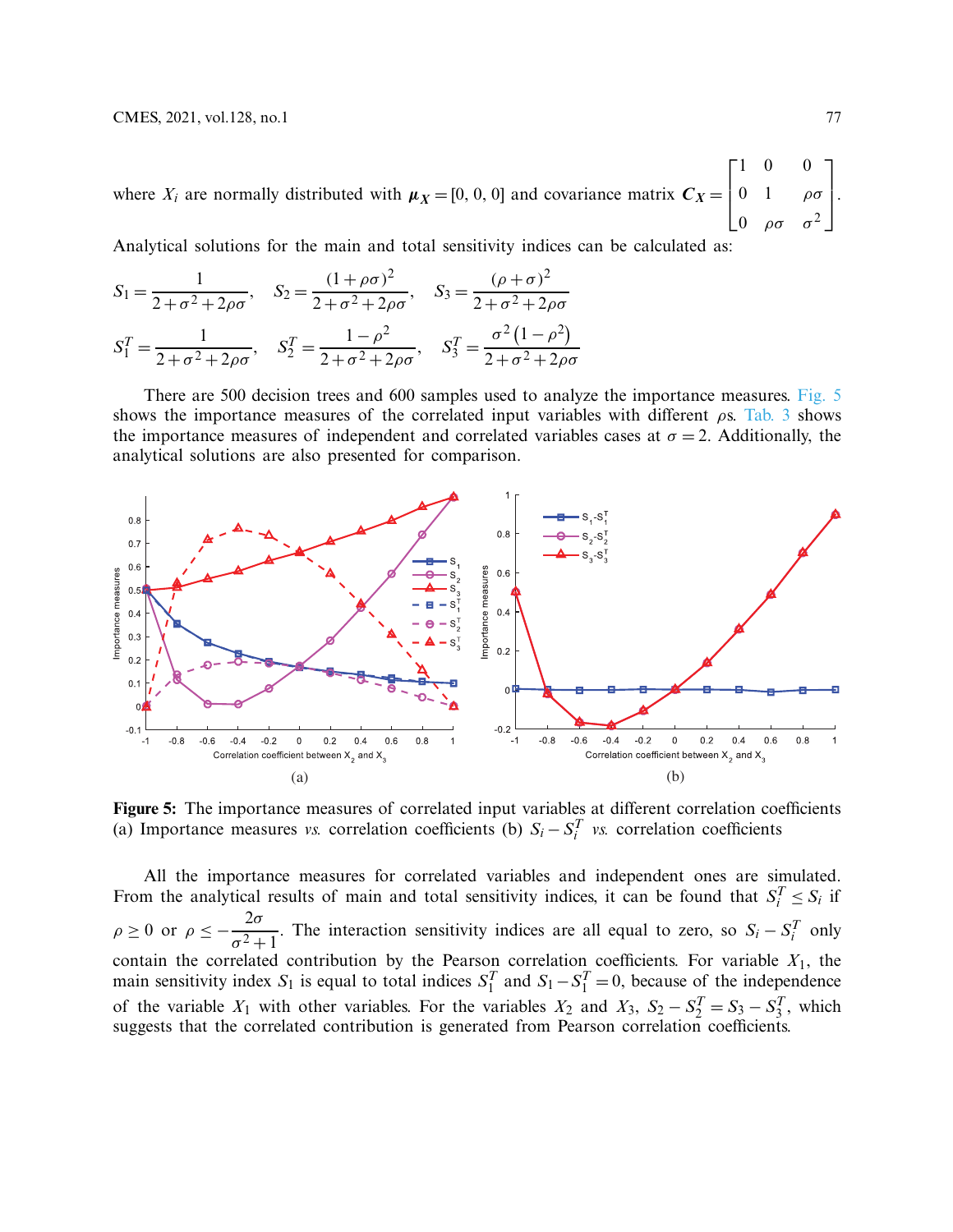where $X_i$ are normally distributed with $\boldsymbol{\mu}_X = [0, 0, 0]$ and covariance matrix $\boldsymbol{C}_X = \begin{bmatrix} 1 & 0 & 0 \\ 0 & 1 & \rho\sigma \\ 0 & \rho\sigma & \sigma^2 \end{bmatrix}$.

Analytical solutions for the main and total sensitivity indices can be calculated as:

$$S_1 = \frac{1}{2+\sigma^2+2\rho\sigma}, \quad S_2 = \frac{(1+\rho\sigma)^2}{2+\sigma^2+2\rho\sigma}, \quad S_3 = \frac{(\rho+\sigma)^2}{2+\sigma^2+2\rho\sigma}$$

$$S_1^T = \frac{1}{2+\sigma^2+2\rho\sigma}, \quad S_2^T = \frac{1-\rho^2}{2+\sigma^2+2\rho\sigma}, \quad S_3^T = \frac{\sigma^2\left(1-\rho^2\right)}{2+\sigma^2+2\rho\sigma}$$

There are 500 decision trees and 600 samples used to analyze the importance measures. Fig. 5 shows the importance measures of the correlated input variables with different $\rho$s. Tab. 3 shows the importance measures of independent and correlated variables cases at $\sigma = 2$. Additionally, the analytical solutions are also presented for comparison.

**Figure 5:** The importance measures of correlated input variables at different correlation coefficients (a) Importance measures *vs.* correlation coefficients (b) $S_i - S_i^T$ *vs.* correlation coefficients

All the importance measures for correlated variables and independent ones are simulated. From the analytical results of main and total sensitivity indices, it can be found that $S_i^T \leq S_i$ if $\rho \geq 0$ or $\rho \leq -\frac{2\sigma}{\sigma^2+1}$. The interaction sensitivity indices are all equal to zero, so $S_i - S_i^T$ only contain the correlated contribution by the Pearson correlation coefficients. For variable $X_1$, the main sensitivity index $S_1$ is equal to total indices $S_1^T$ and $S_1 - S_1^T = 0$, because of the independence of the variable $X_1$ with other variables. For the variables $X_2$ and $X_3$, $S_2 - S_2^T = S_3 - S_3^T$, which suggests that the correlated contribution is generated from Pearson correlation coefficients.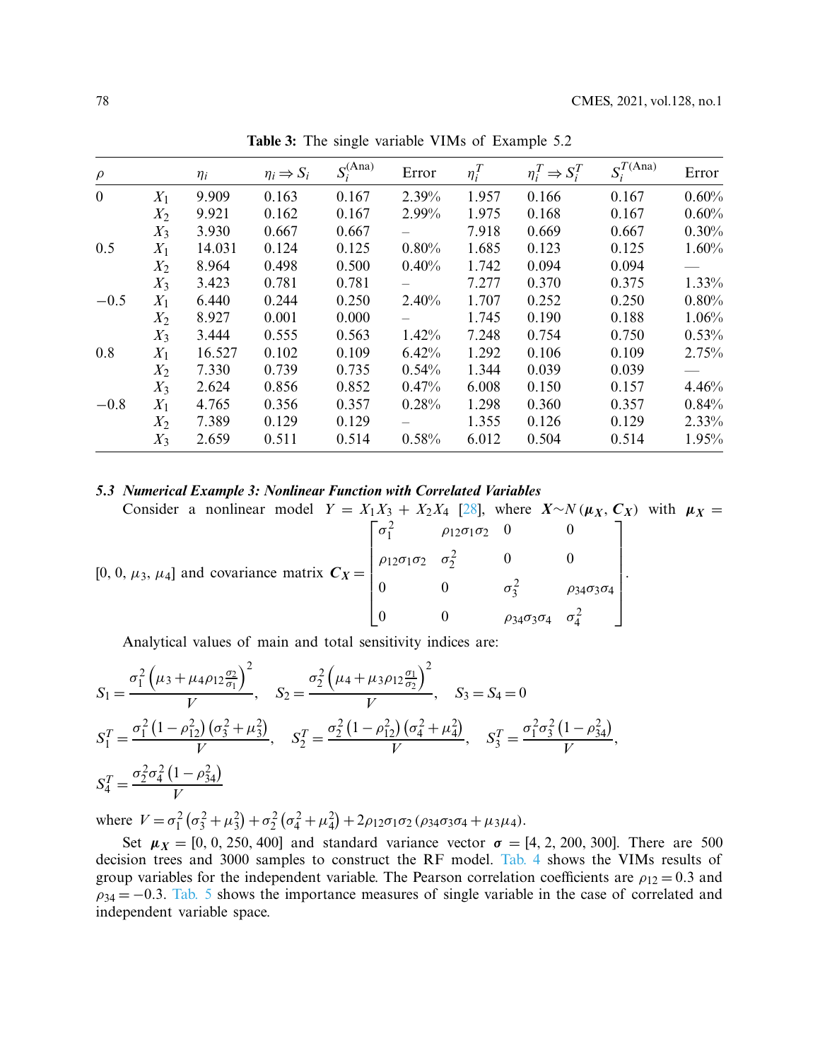**Table 3:** The single variable VIMs of Example 5.2

| $\rho$ | | $\eta_i$ | $\eta_i \Rightarrow S_i$ | $S_i^{(\text{Ana})}$ | Error | $\eta_i^T$ | $\eta_i^T \Rightarrow S_i^T$ | $S_i^{T(\text{Ana})}$ | Error |
|---|---|---|---|---|---|---|---|---|---|
| 0 | $X_1$ | 9.909 | 0.163 | 0.167 | 2.39% | 1.957 | 0.166 | 0.167 | 0.60% |
| | $X_2$ | 9.921 | 0.162 | 0.167 | 2.99% | 1.975 | 0.168 | 0.167 | 0.60% |
| | $X_3$ | 3.930 | 0.667 | 0.667 | – | 7.918 | 0.669 | 0.667 | 0.30% |
| 0.5 | $X_1$ | 14.031 | 0.124 | 0.125 | 0.80% | 1.685 | 0.123 | 0.125 | 1.60% |
| | $X_2$ | 8.964 | 0.498 | 0.500 | 0.40% | 1.742 | 0.094 | 0.094 | — |
| | $X_3$ | 3.423 | 0.781 | 0.781 | – | 7.277 | 0.370 | 0.375 | 1.33% |
| −0.5 | $X_1$ | 6.440 | 0.244 | 0.250 | 2.40% | 1.707 | 0.252 | 0.250 | 0.80% |
| | $X_2$ | 8.927 | 0.001 | 0.000 | – | 1.745 | 0.190 | 0.188 | 1.06% |
| | $X_3$ | 3.444 | 0.555 | 0.563 | 1.42% | 7.248 | 0.754 | 0.750 | 0.53% |
| 0.8 | $X_1$ | 16.527 | 0.102 | 0.109 | 6.42% | 1.292 | 0.106 | 0.109 | 2.75% |
| | $X_2$ | 7.330 | 0.739 | 0.735 | 0.54% | 1.344 | 0.039 | 0.039 | — |
| | $X_3$ | 2.624 | 0.856 | 0.852 | 0.47% | 6.008 | 0.150 | 0.157 | 4.46% |
| −0.8 | $X_1$ | 4.765 | 0.356 | 0.357 | 0.28% | 1.298 | 0.360 | 0.357 | 0.84% |
| | $X_2$ | 7.389 | 0.129 | 0.129 | – | 1.355 | 0.126 | 0.129 | 2.33% |
| | $X_3$ | 2.659 | 0.511 | 0.514 | 0.58% | 6.012 | 0.504 | 0.514 | 1.95% |

### *5.3 Numerical Example 3: Nonlinear Function with Correlated Variables*

Consider a nonlinear model $Y = X_1X_3 + X_2X_4$ [28], where $\boldsymbol{X} \sim N(\boldsymbol{\mu_X}, \boldsymbol{C_X})$ with $\boldsymbol{\mu_X} = [0, 0, \mu_3, \mu_4]$ and covariance matrix 

$$\boldsymbol{C_X} = \begin{bmatrix} \sigma_1^2 & \rho_{12}\sigma_1\sigma_2 & 0 & 0 \\ \rho_{12}\sigma_1\sigma_2 & \sigma_2^2 & 0 & 0 \\ 0 & 0 & \sigma_3^2 & \rho_{34}\sigma_3\sigma_4 \\ 0 & 0 & \rho_{34}\sigma_3\sigma_4 & \sigma_4^2 \end{bmatrix}.$$

Analytical values of main and total sensitivity indices are:

$$S_1 = \frac{\sigma_1^2\left(\mu_3 + \mu_4\rho_{12}\frac{\sigma_2}{\sigma_1}\right)^2}{V}, \quad S_2 = \frac{\sigma_2^2\left(\mu_4 + \mu_3\rho_{12}\frac{\sigma_1}{\sigma_2}\right)^2}{V}, \quad S_3 = S_4 = 0$$

$$S_1^T = \frac{\sigma_1^2\left(1-\rho_{12}^2\right)\left(\sigma_3^2+\mu_3^2\right)}{V}, \quad S_2^T = \frac{\sigma_2^2\left(1-\rho_{12}^2\right)\left(\sigma_4^2+\mu_4^2\right)}{V}, \quad S_3^T = \frac{\sigma_1^2\sigma_3^2\left(1-\rho_{34}^2\right)}{V},$$

$$S_4^T = \frac{\sigma_2^2\sigma_4^2\left(1-\rho_{34}^2\right)}{V}$$

where $V = \sigma_1^2\left(\sigma_3^2+\mu_3^2\right) + \sigma_2^2\left(\sigma_4^2+\mu_4^2\right) + 2\rho_{12}\sigma_1\sigma_2\left(\rho_{34}\sigma_3\sigma_4 + \mu_3\mu_4\right)$.

Set $\boldsymbol{\mu_X} = [0, 0, 250, 400]$ and standard variance vector $\boldsymbol{\sigma} = [4, 2, 200, 300]$. There are 500 decision trees and 3000 samples to construct the RF model. Tab. 4 shows the VIMs results of group variables for the independent variable. The Pearson correlation coefficients are $\rho_{12} = 0.3$ and $\rho_{34} = -0.3$. Tab. 5 shows the importance measures of single variable in the case of correlated and independent variable space.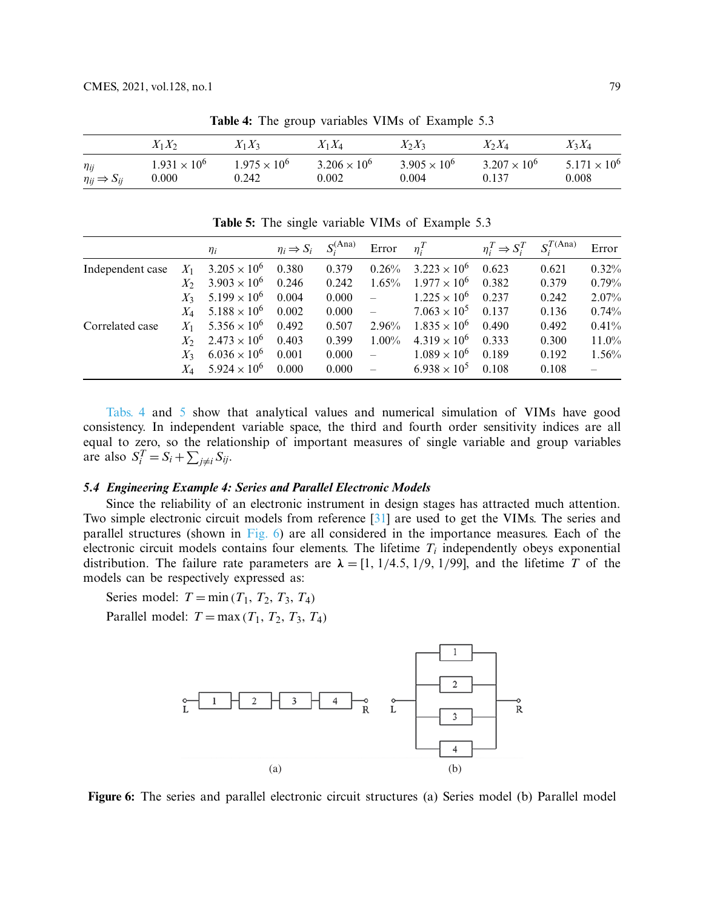**Table 4:** The group variables VIMs of Example 5.3

| | $X_1X_2$ | $X_1X_3$ | $X_1X_4$ | $X_2X_3$ | $X_2X_4$ | $X_3X_4$ |
|---|---|---|---|---|---|---|
| $\eta_{ij}$ | $1.931 \times 10^6$ | $1.975 \times 10^6$ | $3.206 \times 10^6$ | $3.905 \times 10^6$ | $3.207 \times 10^6$ | $5.171 \times 10^6$ |
| $\eta_{ij} \Rightarrow S_{ij}$ | 0.000 | 0.242 | 0.002 | 0.004 | 0.137 | 0.008 |

**Table 5:** The single variable VIMs of Example 5.3

| | | $\eta_i$ | $\eta_i \Rightarrow S_i$ | $S_i^{(\text{Ana})}$ | Error | $\eta_i^T$ | $\eta_i^T \Rightarrow S_i^T$ | $S_i^{T(\text{Ana})}$ | Error |
|---|---|---|---|---|---|---|---|---|---|
| Independent case | $X_1$ | $3.205 \times 10^6$ | 0.380 | 0.379 | 0.26% | $3.223 \times 10^6$ | 0.623 | 0.621 | 0.32% |
| | $X_2$ | $3.903 \times 10^6$ | 0.246 | 0.242 | 1.65% | $1.977 \times 10^6$ | 0.382 | 0.379 | 0.79% |
| | $X_3$ | $5.199 \times 10^6$ | 0.004 | 0.000 | – | $1.225 \times 10^6$ | 0.237 | 0.242 | 2.07% |
| | $X_4$ | $5.188 \times 10^6$ | 0.002 | 0.000 | – | $7.063 \times 10^5$ | 0.137 | 0.136 | 0.74% |
| Correlated case | $X_1$ | $5.356 \times 10^6$ | 0.492 | 0.507 | 2.96% | $1.835 \times 10^6$ | 0.490 | 0.492 | 0.41% |
| | $X_2$ | $2.473 \times 10^6$ | 0.403 | 0.399 | 1.00% | $4.319 \times 10^6$ | 0.333 | 0.300 | 11.0% |
| | $X_3$ | $6.036 \times 10^6$ | 0.001 | 0.000 | – | $1.089 \times 10^6$ | 0.189 | 0.192 | 1.56% |
| | $X_4$ | $5.924 \times 10^6$ | 0.000 | 0.000 | – | $6.938 \times 10^5$ | 0.108 | 0.108 | – |

Tabs. 4 and 5 show that analytical values and numerical simulation of VIMs have good consistency. In independent variable space, the third and fourth order sensitivity indices are all equal to zero, so the relationship of important measures of single variable and group variables are also $S_i^T = S_i + \sum_{j \neq i} S_{ij}$.

### 5.4 Engineering Example 4: Series and Parallel Electronic Models

Since the reliability of an electronic instrument in design stages has attracted much attention. Two simple electronic circuit models from reference [31] are used to get the VIMs. The series and parallel structures (shown in Fig. 6) are all considered in the importance measures. Each of the electronic circuit models contains four elements. The lifetime $T_i$ independently obeys exponential distribution. The failure rate parameters are $\boldsymbol{\lambda} = [1, 1/4.5, 1/9, 1/99]$, and the lifetime $T$ of the models can be respectively expressed as:

Series model: $T = \min(T_1, T_2, T_3, T_4)$

Parallel model: $T = \max(T_1, T_2, T_3, T_4)$

**Figure 6:** The series and parallel electronic circuit structures (a) Series model (b) Parallel model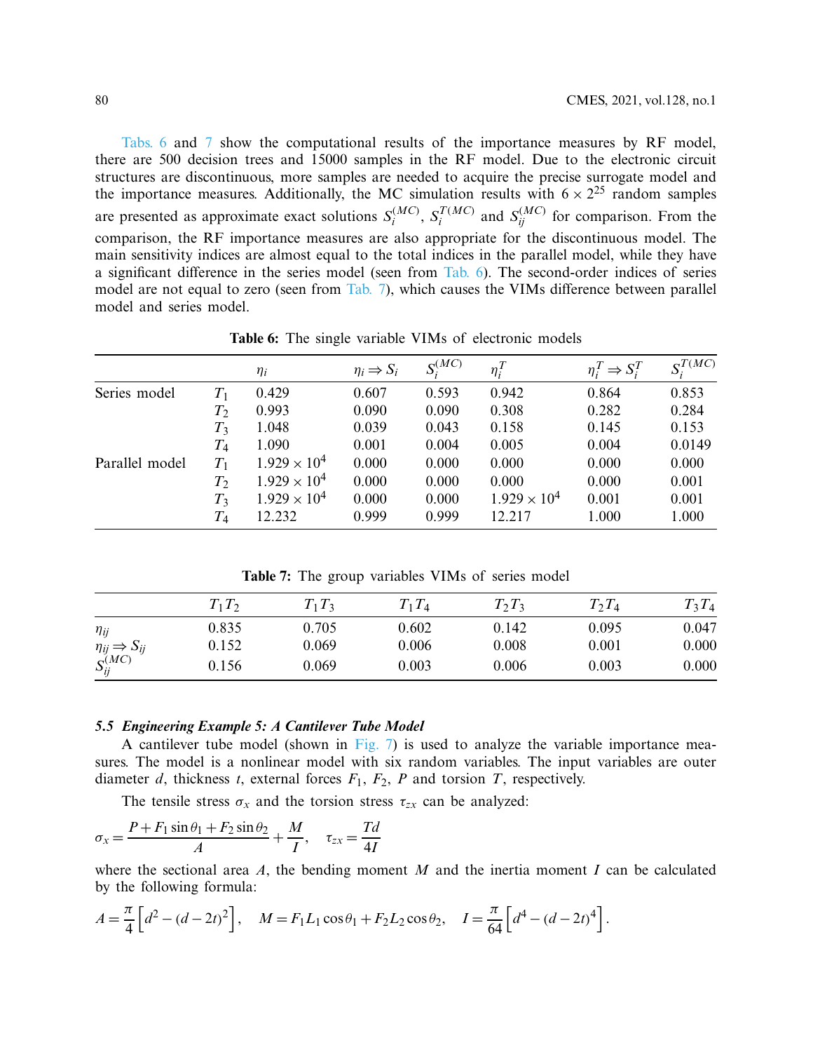Tabs. 6 and 7 show the computational results of the importance measures by RF model, there are 500 decision trees and 15000 samples in the RF model. Due to the electronic circuit structures are discontinuous, more samples are needed to acquire the precise surrogate model and the importance measures. Additionally, the MC simulation results with $6 \times 2^{25}$ random samples are presented as approximate exact solutions $S_i^{(MC)}$, $S_i^{T(MC)}$ and $S_{ij}^{(MC)}$ for comparison. From the comparison, the RF importance measures are also appropriate for the discontinuous model. The main sensitivity indices are almost equal to the total indices in the parallel model, while they have a significant difference in the series model (seen from Tab. 6). The second-order indices of series model are not equal to zero (seen from Tab. 7), which causes the VIMs difference between parallel model and series model.

**Table 6:** The single variable VIMs of electronic models

| | | $\eta_i$ | $\eta_i \Rightarrow S_i$ | $S_i^{(MC)}$ | $\eta_i^T$ | $\eta_i^T \Rightarrow S_i^T$ | $S_i^{T(MC)}$ |
|---|---|---|---|---|---|---|---|
| Series model | $T_1$ | 0.429 | 0.607 | 0.593 | 0.942 | 0.864 | 0.853 |
| | $T_2$ | 0.993 | 0.090 | 0.090 | 0.308 | 0.282 | 0.284 |
| | $T_3$ | 1.048 | 0.039 | 0.043 | 0.158 | 0.145 | 0.153 |
| | $T_4$ | 1.090 | 0.001 | 0.004 | 0.005 | 0.004 | 0.0149 |
| Parallel model | $T_1$ | $1.929 \times 10^4$ | 0.000 | 0.000 | 0.000 | 0.000 | 0.000 |
| | $T_2$ | $1.929 \times 10^4$ | 0.000 | 0.000 | 0.000 | 0.000 | 0.001 |
| | $T_3$ | $1.929 \times 10^4$ | 0.000 | 0.000 | $1.929 \times 10^4$ | 0.001 | 0.001 |
| | $T_4$ | 12.232 | 0.999 | 0.999 | 12.217 | 1.000 | 1.000 |

**Table 7:** The group variables VIMs of series model

| | $T_1T_2$ | $T_1T_3$ | $T_1T_4$ | $T_2T_3$ | $T_2T_4$ | $T_3T_4$ |
|---|---|---|---|---|---|---|
| $\eta_{ij}$ | 0.835 | 0.705 | 0.602 | 0.142 | 0.095 | 0.047 |
| $\eta_{ij} \Rightarrow S_{ij}$ | 0.152 | 0.069 | 0.006 | 0.008 | 0.001 | 0.000 |
| $S_{ij}^{(MC)}$ | 0.156 | 0.069 | 0.003 | 0.006 | 0.003 | 0.000 |

### 5.5 *Engineering Example 5: A Cantilever Tube Model*

A cantilever tube model (shown in Fig. 7) is used to analyze the variable importance measures. The model is a nonlinear model with six random variables. The input variables are outer diameter $d$, thickness $t$, external forces $F_1$, $F_2$, $P$ and torsion $T$, respectively.

The tensile stress $\sigma_x$ and the torsion stress $\tau_{zx}$ can be analyzed:

$$\sigma_x = \frac{P + F_1 \sin\theta_1 + F_2 \sin\theta_2}{A} + \frac{M}{I}, \quad \tau_{zx} = \frac{Td}{4I}$$

where the sectional area $A$, the bending moment $M$ and the inertia moment $I$ can be calculated by the following formula:

$$A = \frac{\pi}{4}\left[d^2 - (d-2t)^2\right], \quad M = F_1 L_1 \cos\theta_1 + F_2 L_2 \cos\theta_2, \quad I = \frac{\pi}{64}\left[d^4 - (d-2t)^4\right].$$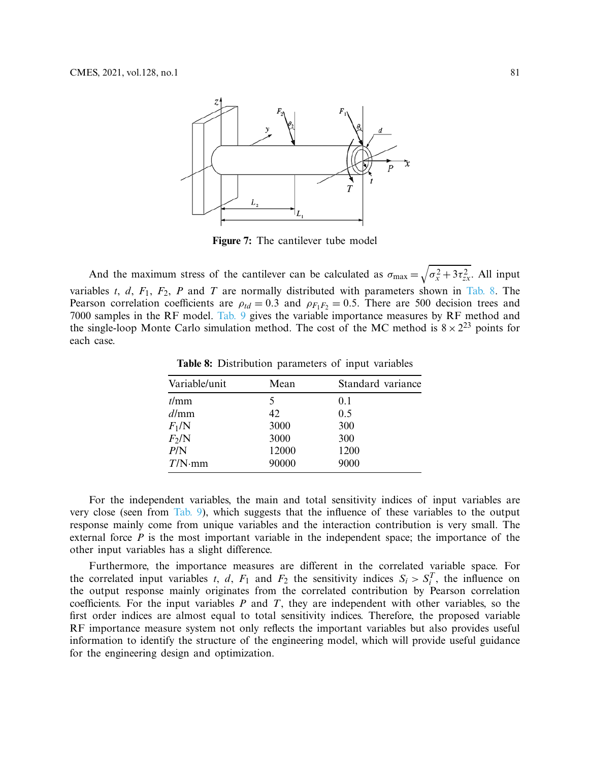Figure 7: The cantilever tube model

And the maximum stress of the cantilever can be calculated as $\sigma_{\max} = \sqrt{\sigma_x^2 + 3\tau_{zx}^2}$. All input variables $t$, $d$, $F_1$, $F_2$, $P$ and $T$ are normally distributed with parameters shown in Tab. 8. The Pearson correlation coefficients are $\rho_{td} = 0.3$ and $\rho_{F_1F_2} = 0.5$. There are 500 decision trees and 7000 samples in the RF model. Tab. 9 gives the variable importance measures by RF method and the single-loop Monte Carlo simulation method. The cost of the MC method is $8 \times 2^{23}$ points for each case.

**Table 8:** Distribution parameters of input variables

| Variable/unit | Mean | Standard variance |
|---|---|---|
| $t$/mm | 5 | 0.1 |
| $d$/mm | 42 | 0.5 |
| $F_1$/N | 3000 | 300 |
| $F_2$/N | 3000 | 300 |
| $P$/N | 12000 | 1200 |
| $T$/N·mm | 90000 | 9000 |

For the independent variables, the main and total sensitivity indices of input variables are very close (seen from Tab. 9), which suggests that the influence of these variables to the output response mainly come from unique variables and the interaction contribution is very small. The external force $P$ is the most important variable in the independent space; the importance of the other input variables has a slight difference.

Furthermore, the importance measures are different in the correlated variable space. For the correlated input variables $t$, $d$, $F_1$ and $F_2$ the sensitivity indices $S_i > S_i^T$, the influence on the output response mainly originates from the correlated contribution by Pearson correlation coefficients. For the input variables $P$ and $T$, they are independent with other variables, so the first order indices are almost equal to total sensitivity indices. Therefore, the proposed variable RF importance measure system not only reflects the important variables but also provides useful information to identify the structure of the engineering model, which will provide useful guidance for the engineering design and optimization.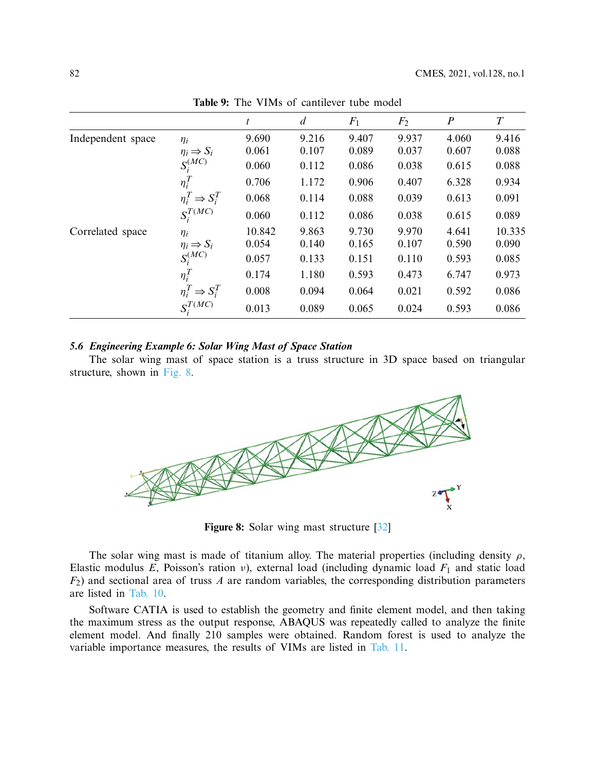**Table 9:** The VIMs of cantilever tube model

| | | $t$ | $d$ | $F_1$ | $F_2$ | $P$ | $T$ |
|---|---|---|---|---|---|---|---|
| Independent space | $\eta_i$ | 9.690 | 9.216 | 9.407 | 9.937 | 4.060 | 9.416 |
| | $\eta_i \Rightarrow S_i$ | 0.061 | 0.107 | 0.089 | 0.037 | 0.607 | 0.088 |
| | $S_i^{(MC)}$ | 0.060 | 0.112 | 0.086 | 0.038 | 0.615 | 0.088 |
| | $\eta_i^T$ | 0.706 | 1.172 | 0.906 | 0.407 | 6.328 | 0.934 |
| | $\eta_i^T \Rightarrow S_i^T$ | 0.068 | 0.114 | 0.088 | 0.039 | 0.613 | 0.091 |
| | $S_i^{T(MC)}$ | 0.060 | 0.112 | 0.086 | 0.038 | 0.615 | 0.089 |
| Correlated space | $\eta_i$ | 10.842 | 9.863 | 9.730 | 9.970 | 4.641 | 10.335 |
| | $\eta_i \Rightarrow S_i$ | 0.054 | 0.140 | 0.165 | 0.107 | 0.590 | 0.090 |
| | $S_i^{(MC)}$ | 0.057 | 0.133 | 0.151 | 0.110 | 0.593 | 0.085 |
| | $\eta_i^T$ | 0.174 | 1.180 | 0.593 | 0.473 | 6.747 | 0.973 |
| | $\eta_i^T \Rightarrow S_i^T$ | 0.008 | 0.094 | 0.064 | 0.021 | 0.592 | 0.086 |
| | $S_i^{T(MC)}$ | 0.013 | 0.089 | 0.065 | 0.024 | 0.593 | 0.086 |

### *5.6 Engineering Example 6: Solar Wing Mast of Space Station*

The solar wing mast of space station is a truss structure in 3D space based on triangular structure, shown in Fig. 8.

**Figure 8:** Solar wing mast structure [32]

The solar wing mast is made of titanium alloy. The material properties (including density $\rho$, Elastic modulus $E$, Poisson's ration $\nu$), external load (including dynamic load $F_1$ and static load $F_2$) and sectional area of truss $A$ are random variables, the corresponding distribution parameters are listed in Tab. 10.

Software CATIA is used to establish the geometry and finite element model, and then taking the maximum stress as the output response, ABAQUS was repeatedly called to analyze the finite element model. And finally 210 samples were obtained. Random forest is used to analyze the variable importance measures, the results of VIMs are listed in Tab. 11.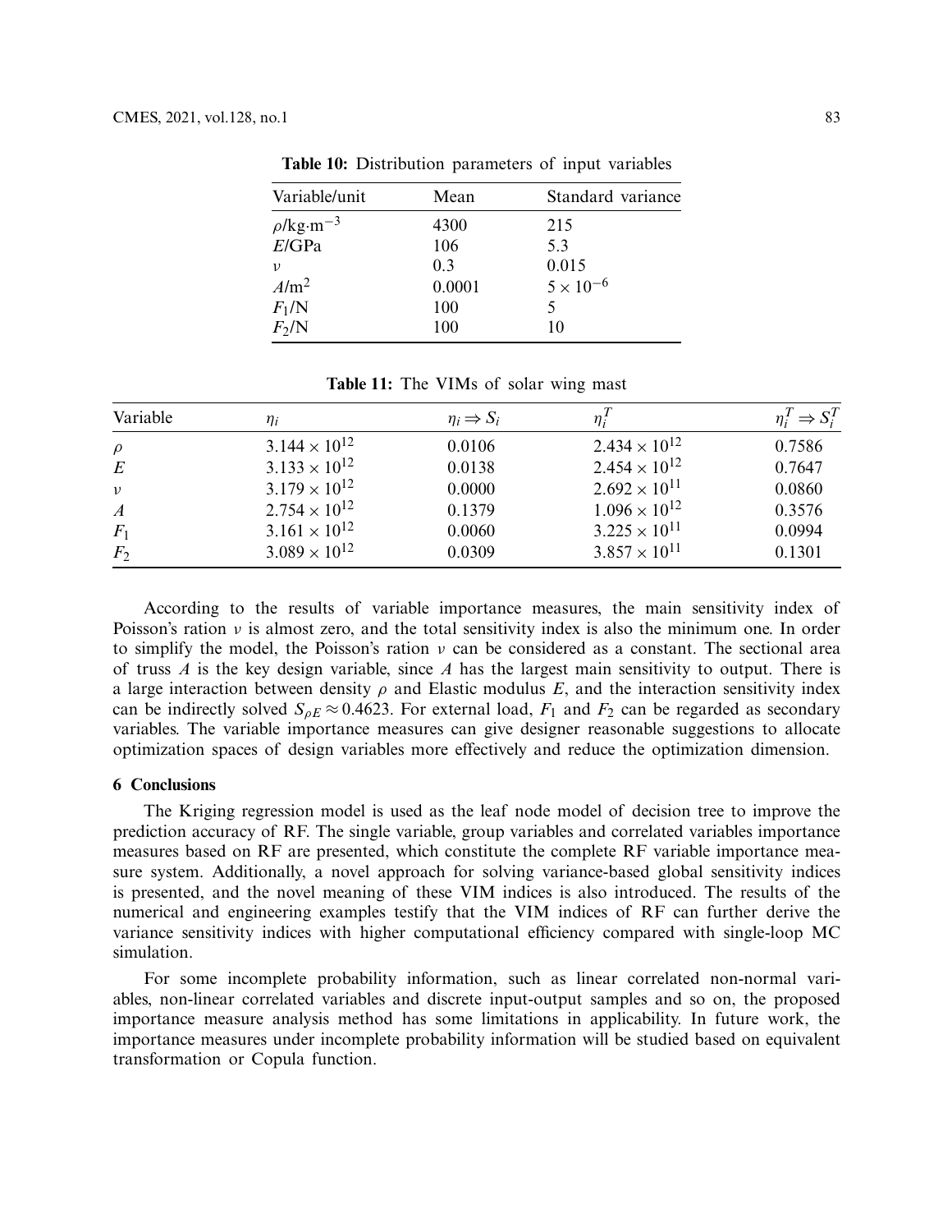**Table 10:** Distribution parameters of input variables

| Variable/unit | Mean | Standard variance |
|---|---|---|
| $\rho$/kg·m$^{-3}$ | 4300 | 215 |
| $E$/GPa | 106 | 5.3 |
| $\nu$ | 0.3 | 0.015 |
| $A$/m$^2$ | 0.0001 | $5 \times 10^{-6}$ |
| $F_1$/N | 100 | 5 |
| $F_2$/N | 100 | 10 |

**Table 11:** The VIMs of solar wing mast

| Variable | $\eta_i$ | $\eta_i \Rightarrow S_i$ | $\eta_i^T$ | $\eta_i^T \Rightarrow S_i^T$ |
|---|---|---|---|---|
| $\rho$ | $3.144 \times 10^{12}$ | 0.0106 | $2.434 \times 10^{12}$ | 0.7586 |
| $E$ | $3.133 \times 10^{12}$ | 0.0138 | $2.454 \times 10^{12}$ | 0.7647 |
| $\nu$ | $3.179 \times 10^{12}$ | 0.0000 | $2.692 \times 10^{11}$ | 0.0860 |
| $A$ | $2.754 \times 10^{12}$ | 0.1379 | $1.096 \times 10^{12}$ | 0.3576 |
| $F_1$ | $3.161 \times 10^{12}$ | 0.0060 | $3.225 \times 10^{11}$ | 0.0994 |
| $F_2$ | $3.089 \times 10^{12}$ | 0.0309 | $3.857 \times 10^{11}$ | 0.1301 |

According to the results of variable importance measures, the main sensitivity index of Poisson's ration $\nu$ is almost zero, and the total sensitivity index is also the minimum one. In order to simplify the model, the Poisson's ration $\nu$ can be considered as a constant. The sectional area of truss $A$ is the key design variable, since $A$ has the largest main sensitivity to output. There is a large interaction between density $\rho$ and Elastic modulus $E$, and the interaction sensitivity index can be indirectly solved $S_{\rho E} \approx 0.4623$. For external load, $F_1$ and $F_2$ can be regarded as secondary variables. The variable importance measures can give designer reasonable suggestions to allocate optimization spaces of design variables more effectively and reduce the optimization dimension.

## 6 Conclusions

The Kriging regression model is used as the leaf node model of decision tree to improve the prediction accuracy of RF. The single variable, group variables and correlated variables importance measures based on RF are presented, which constitute the complete RF variable importance measure system. Additionally, a novel approach for solving variance-based global sensitivity indices is presented, and the novel meaning of these VIM indices is also introduced. The results of the numerical and engineering examples testify that the VIM indices of RF can further derive the variance sensitivity indices with higher computational efficiency compared with single-loop MC simulation.

For some incomplete probability information, such as linear correlated non-normal variables, non-linear correlated variables and discrete input-output samples and so on, the proposed importance measure analysis method has some limitations in applicability. In future work, the importance measures under incomplete probability information will be studied based on equivalent transformation or Copula function.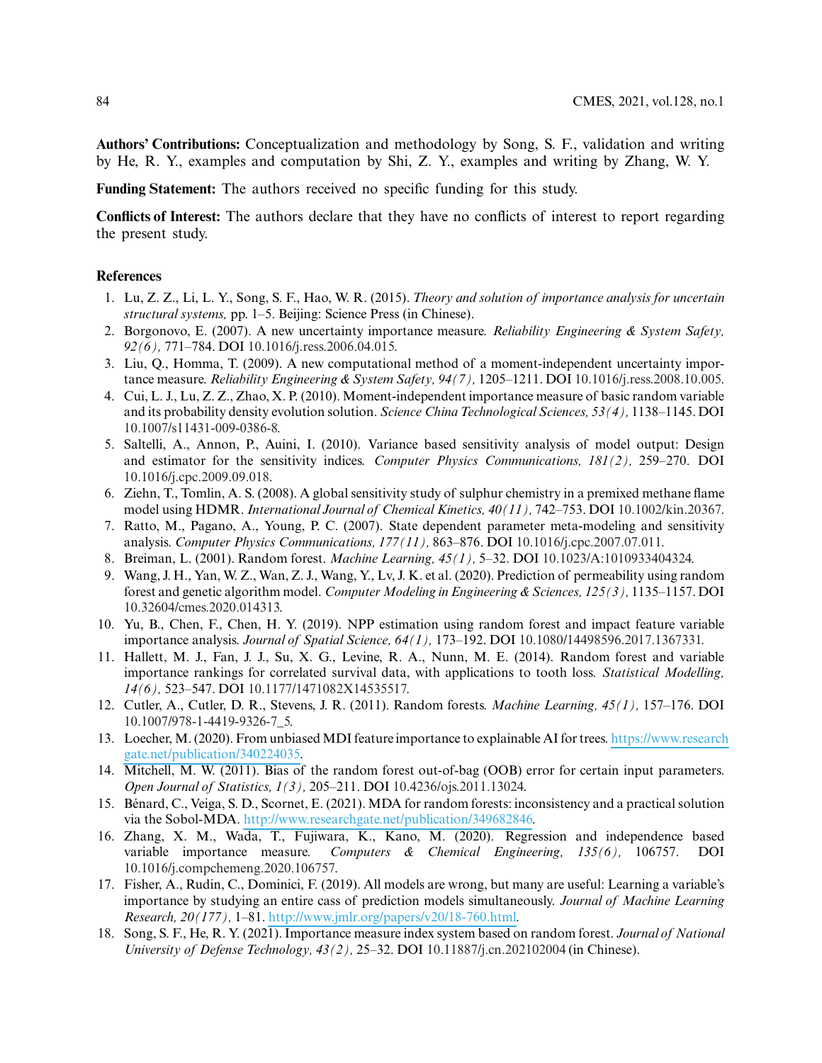**Authors' Contributions:** Conceptualization and methodology by Song, S. F., validation and writing by He, R. Y., examples and computation by Shi, Z. Y., examples and writing by Zhang, W. Y.

**Funding Statement:** The authors received no specific funding for this study.

**Conflicts of Interest:** The authors declare that they have no conflicts of interest to report regarding the present study.

## References

1. Lu, Z. Z., Li, L. Y., Song, S. F., Hao, W. R. (2015). *Theory and solution of importance analysis for uncertain structural systems,* pp. 1–5. Beijing: Science Press (in Chinese).
2. Borgonovo, E. (2007). A new uncertainty importance measure. *Reliability Engineering & System Safety, 92(6),* 771–784. DOI 10.1016/j.ress.2006.04.015.
3. Liu, Q., Homma, T. (2009). A new computational method of a moment-independent uncertainty importance measure. *Reliability Engineering & System Safety, 94(7),* 1205–1211. DOI 10.1016/j.ress.2008.10.005.
4. Cui, L. J., Lu, Z. Z., Zhao, X. P. (2010). Moment-independent importance measure of basic random variable and its probability density evolution solution. *Science China Technological Sciences, 53(4),* 1138–1145. DOI 10.1007/s11431-009-0386-8.
5. Saltelli, A., Annon, P., Auini, I. (2010). Variance based sensitivity analysis of model output: Design and estimator for the sensitivity indices. *Computer Physics Communications, 181(2),* 259–270. DOI 10.1016/j.cpc.2009.09.018.
6. Ziehn, T., Tomlin, A. S. (2008). A global sensitivity study of sulphur chemistry in a premixed methane flame model using HDMR. *International Journal of Chemical Kinetics, 40(11),* 742–753. DOI 10.1002/kin.20367.
7. Ratto, M., Pagano, A., Young, P. C. (2007). State dependent parameter meta-modeling and sensitivity analysis. *Computer Physics Communications, 177(11),* 863–876. DOI 10.1016/j.cpc.2007.07.011.
8. Breiman, L. (2001). Random forest. *Machine Learning, 45(1),* 5–32. DOI 10.1023/A:1010933404324.
9. Wang, J. H., Yan, W. Z., Wan, Z. J., Wang, Y., Lv, J. K. et al. (2020). Prediction of permeability using random forest and genetic algorithm model. *Computer Modeling in Engineering & Sciences, 125(3),* 1135–1157. DOI 10.32604/cmes.2020.014313.
10. Yu, B., Chen, F., Chen, H. Y. (2019). NPP estimation using random forest and impact feature variable importance analysis. *Journal of Spatial Science, 64(1),* 173–192. DOI 10.1080/14498596.2017.1367331.
11. Hallett, M. J., Fan, J. J., Su, X. G., Levine, R. A., Nunn, M. E. (2014). Random forest and variable importance rankings for correlated survival data, with applications to tooth loss. *Statistical Modelling, 14(6),* 523–547. DOI 10.1177/1471082X14535517.
12. Cutler, A., Cutler, D. R., Stevens, J. R. (2011). Random forests. *Machine Learning, 45(1),* 157–176. DOI 10.1007/978-1-4419-9326-7_5.
13. Loecher, M. (2020). From unbiased MDI feature importance to explainable AI for trees. https://www.researchgate.net/publication/340224035.
14. Mitchell, M. W. (2011). Bias of the random forest out-of-bag (OOB) error for certain input parameters. *Open Journal of Statistics, 1(3),* 205–211. DOI 10.4236/ojs.2011.13024.
15. Bénard, C., Veiga, S. D., Scornet, E. (2021). MDA for random forests: inconsistency and a practical solution via the Sobol-MDA. http://www.researchgate.net/publication/349682846.
16. Zhang, X. M., Wada, T., Fujiwara, K., Kano, M. (2020). Regression and independence based variable importance measure. *Computers & Chemical Engineering, 135(6),* 106757. DOI 10.1016/j.compchemeng.2020.106757.
17. Fisher, A., Rudin, C., Dominici, F. (2019). All models are wrong, but many are useful: Learning a variable's importance by studying an entire cass of prediction models simultaneously. *Journal of Machine Learning Research, 20(177),* 1–81. http://www.jmlr.org/papers/v20/18-760.html.
18. Song, S. F., He, R. Y. (2021). Importance measure index system based on random forest. *Journal of National University of Defense Technology, 43(2),* 25–32. DOI 10.11887/j.cn.202102004 (in Chinese).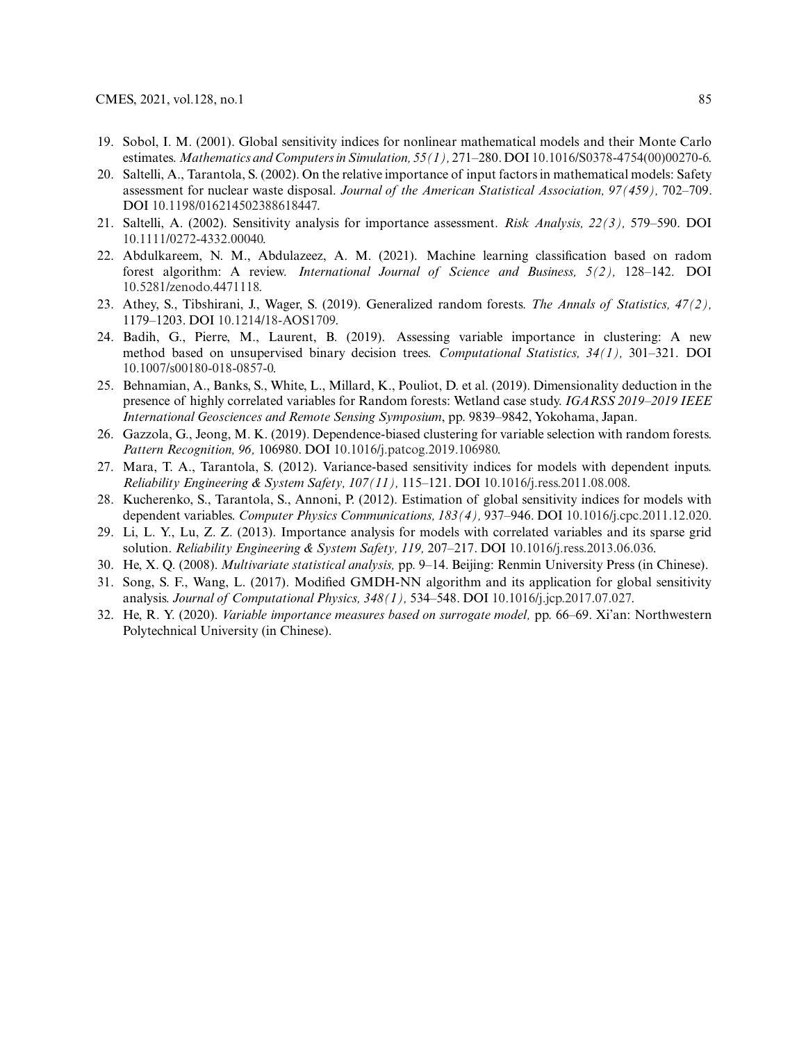19. Sobol, I. M. (2001). Global sensitivity indices for nonlinear mathematical models and their Monte Carlo estimates. *Mathematics and Computers in Simulation, 55(1),* 271–280. DOI 10.1016/S0378-4754(00)00270-6.
20. Saltelli, A., Tarantola, S. (2002). On the relative importance of input factors in mathematical models: Safety assessment for nuclear waste disposal. *Journal of the American Statistical Association, 97(459),* 702–709. DOI 10.1198/016214502388618447.
21. Saltelli, A. (2002). Sensitivity analysis for importance assessment. *Risk Analysis, 22(3),* 579–590. DOI 10.1111/0272-4332.00040.
22. Abdulkareem, N. M., Abdulazeez, A. M. (2021). Machine learning classification based on radom forest algorithm: A review. *International Journal of Science and Business, 5(2),* 128–142. DOI 10.5281/zenodo.4471118.
23. Athey, S., Tibshirani, J., Wager, S. (2019). Generalized random forests. *The Annals of Statistics, 47(2),* 1179–1203. DOI 10.1214/18-AOS1709.
24. Badih, G., Pierre, M., Laurent, B. (2019). Assessing variable importance in clustering: A new method based on unsupervised binary decision trees. *Computational Statistics, 34(1),* 301–321. DOI 10.1007/s00180-018-0857-0.
25. Behnamian, A., Banks, S., White, L., Millard, K., Pouliot, D. et al. (2019). Dimensionality deduction in the presence of highly correlated variables for Random forests: Wetland case study. *IGARSS 2019–2019 IEEE International Geosciences and Remote Sensing Symposium*, pp. 9839–9842, Yokohama, Japan.
26. Gazzola, G., Jeong, M. K. (2019). Dependence-biased clustering for variable selection with random forests. *Pattern Recognition, 96,* 106980. DOI 10.1016/j.patcog.2019.106980.
27. Mara, T. A., Tarantola, S. (2012). Variance-based sensitivity indices for models with dependent inputs. *Reliability Engineering & System Safety, 107(11),* 115–121. DOI 10.1016/j.ress.2011.08.008.
28. Kucherenko, S., Tarantola, S., Annoni, P. (2012). Estimation of global sensitivity indices for models with dependent variables. *Computer Physics Communications, 183(4),* 937–946. DOI 10.1016/j.cpc.2011.12.020.
29. Li, L. Y., Lu, Z. Z. (2013). Importance analysis for models with correlated variables and its sparse grid solution. *Reliability Engineering & System Safety, 119,* 207–217. DOI 10.1016/j.ress.2013.06.036.
30. He, X. Q. (2008). *Multivariate statistical analysis,* pp. 9–14. Beijing: Renmin University Press (in Chinese).
31. Song, S. F., Wang, L. (2017). Modified GMDH-NN algorithm and its application for global sensitivity analysis. *Journal of Computational Physics, 348(1),* 534–548. DOI 10.1016/j.jcp.2017.07.027.
32. He, R. Y. (2020). *Variable importance measures based on surrogate model,* pp. 66–69. Xi'an: Northwestern Polytechnical University (in Chinese).